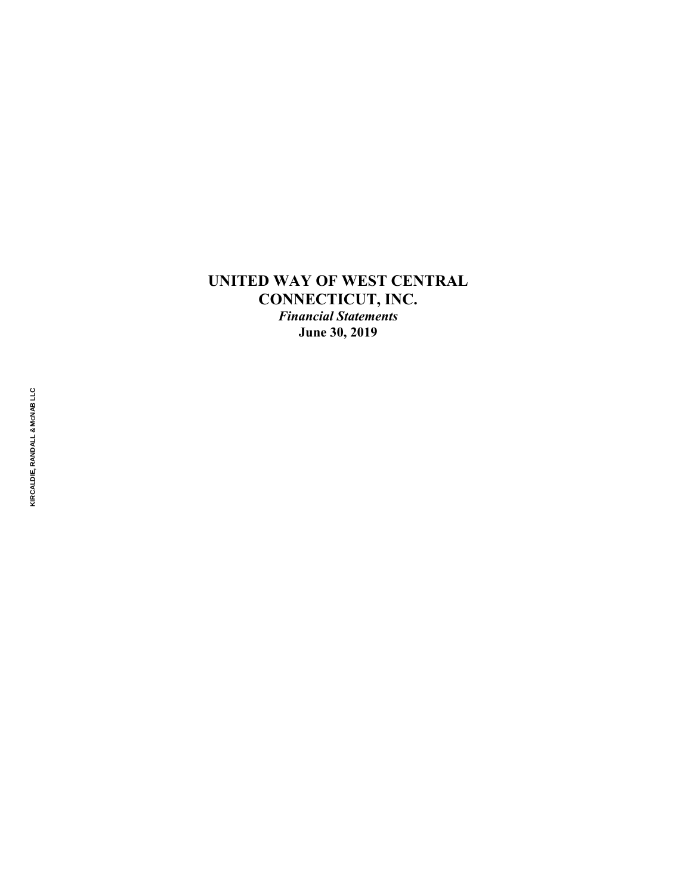# UNITED WAY OF WEST CENTRAL CONNECTICUT, INC.

*Financial Statements*

**June 30, 2019**

KIRCALDIE, RANDALL & McNAB LLC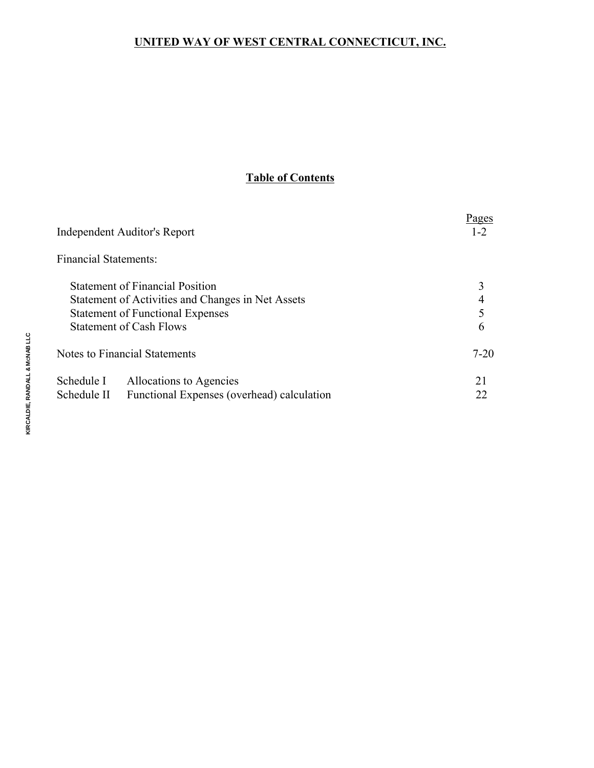# UNITED WAY OF WEST CENTRAL CONNECTICUT, INC.

## Table of Contents

| | | Pages |
|---|---|---|
| Independent Auditor's Report | | 1-2 |
| Financial Statements: | | |
| | Statement of Financial Position | 3 |
| | Statement of Activities and Changes in Net Assets | 4 |
| | Statement of Functional Expenses | 5 |
| | Statement of Cash Flows | 6 |
| Notes to Financial Statements | | 7-20 |
| Schedule I | Allocations to Agencies | 21 |
| Schedule II | Functional Expenses (overhead) calculation | 22 |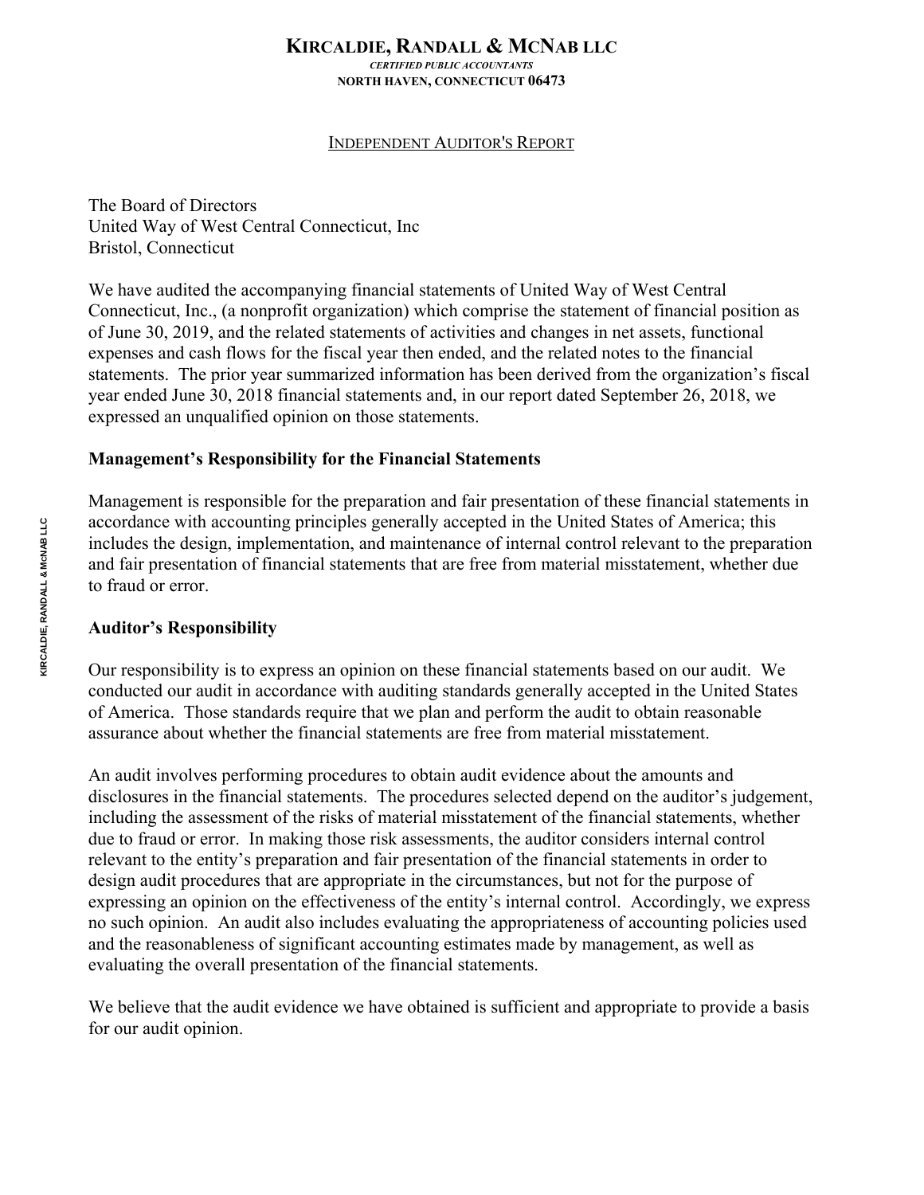# KIRCALDIE, RANDALL & MCNAB LLC

*CERTIFIED PUBLIC ACCOUNTANTS*

**NORTH HAVEN, CONNECTICUT 06473**

## INDEPENDENT AUDITOR'S REPORT

The Board of Directors
United Way of West Central Connecticut, Inc
Bristol, Connecticut

We have audited the accompanying financial statements of United Way of West Central Connecticut, Inc., (a nonprofit organization) which comprise the statement of financial position as of June 30, 2019, and the related statements of activities and changes in net assets, functional expenses and cash flows for the fiscal year then ended, and the related notes to the financial statements. The prior year summarized information has been derived from the organization's fiscal year ended June 30, 2018 financial statements and, in our report dated September 26, 2018, we expressed an unqualified opinion on those statements.

### Management's Responsibility for the Financial Statements

Management is responsible for the preparation and fair presentation of these financial statements in accordance with accounting principles generally accepted in the United States of America; this includes the design, implementation, and maintenance of internal control relevant to the preparation and fair presentation of financial statements that are free from material misstatement, whether due to fraud or error.

### Auditor's Responsibility

Our responsibility is to express an opinion on these financial statements based on our audit. We conducted our audit in accordance with auditing standards generally accepted in the United States of America. Those standards require that we plan and perform the audit to obtain reasonable assurance about whether the financial statements are free from material misstatement.

An audit involves performing procedures to obtain audit evidence about the amounts and disclosures in the financial statements. The procedures selected depend on the auditor's judgement, including the assessment of the risks of material misstatement of the financial statements, whether due to fraud or error. In making those risk assessments, the auditor considers internal control relevant to the entity's preparation and fair presentation of the financial statements in order to design audit procedures that are appropriate in the circumstances, but not for the purpose of expressing an opinion on the effectiveness of the entity's internal control. Accordingly, we express no such opinion. An audit also includes evaluating the appropriateness of accounting policies used and the reasonableness of significant accounting estimates made by management, as well as evaluating the overall presentation of the financial statements.

We believe that the audit evidence we have obtained is sufficient and appropriate to provide a basis for our audit opinion.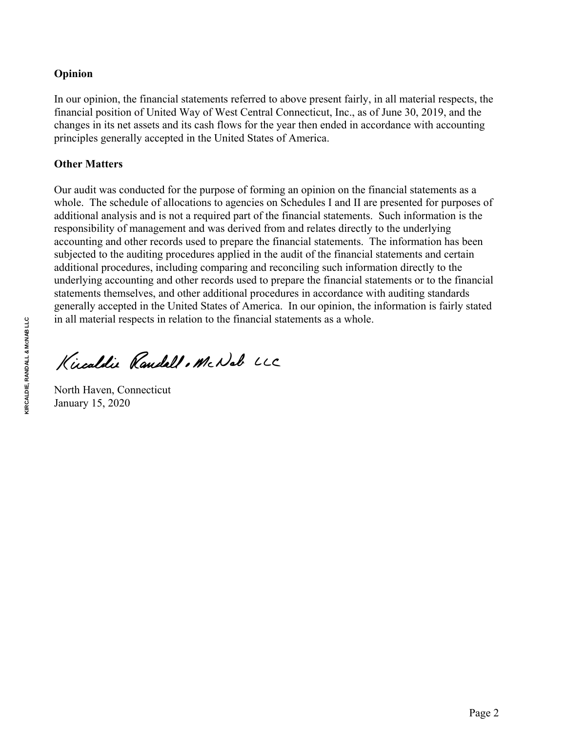**Opinion**

In our opinion, the financial statements referred to above present fairly, in all material respects, the financial position of United Way of West Central Connecticut, Inc., as of June 30, 2019, and the changes in its net assets and its cash flows for the year then ended in accordance with accounting principles generally accepted in the United States of America.

**Other Matters**

Our audit was conducted for the purpose of forming an opinion on the financial statements as a whole. The schedule of allocations to agencies on Schedules I and II are presented for purposes of additional analysis and is not a required part of the financial statements. Such information is the responsibility of management and was derived from and relates directly to the underlying accounting and other records used to prepare the financial statements. The information has been subjected to the auditing procedures applied in the audit of the financial statements and certain additional procedures, including comparing and reconciling such information directly to the underlying accounting and other records used to prepare the financial statements or to the financial statements themselves, and other additional procedures in accordance with auditing standards generally accepted in the United States of America. In our opinion, the information is fairly stated in all material respects in relation to the financial statements as a whole.

Kircaldie Randall & McNab LLC

North Haven, Connecticut
January 15, 2020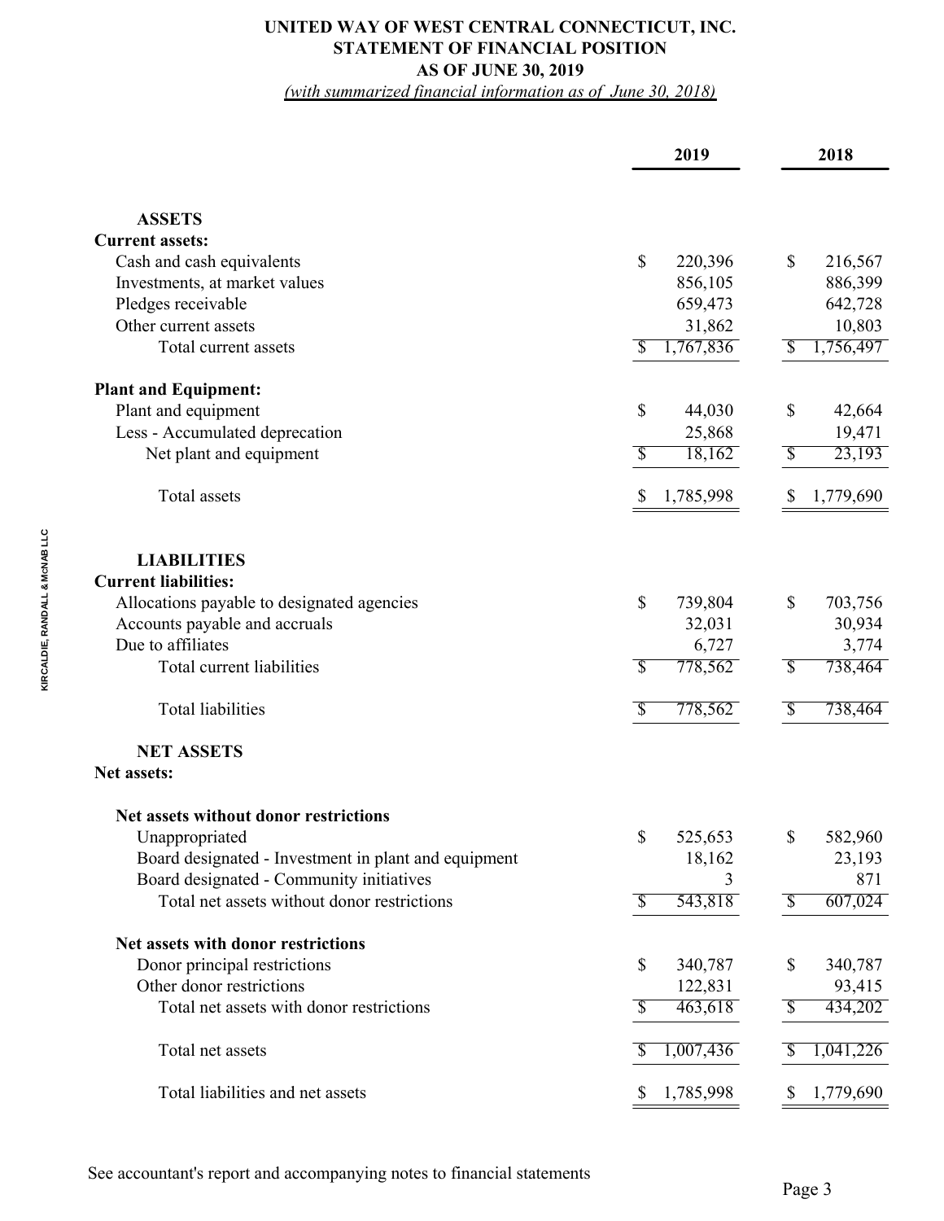# UNITED WAY OF WEST CENTRAL CONNECTICUT, INC.
## STATEMENT OF FINANCIAL POSITION
## AS OF JUNE 30, 2019

*(with summarized financial information as of June 30, 2018)*

| | 2019 | 2018 |
|---|---|---|
| **ASSETS** | | |
| **Current assets:** | | |
| Cash and cash equivalents | $ 220,396 | $ 216,567 |
| Investments, at market values | 856,105 | 886,399 |
| Pledges receivable | 659,473 | 642,728 |
| Other current assets | 31,862 | 10,803 |
| Total current assets | $ 1,767,836 | $ 1,756,497 |
| **Plant and Equipment:** | | |
| Plant and equipment | $ 44,030 | $ 42,664 |
| Less - Accumulated deprecation | 25,868 | 19,471 |
| Net plant and equipment | $ 18,162 | $ 23,193 |
| Total assets | $ 1,785,998 | $ 1,779,690 |
| **LIABILITIES** | | |
| **Current liabilities:** | | |
| Allocations payable to designated agencies | $ 739,804 | $ 703,756 |
| Accounts payable and accruals | 32,031 | 30,934 |
| Due to affiliates | 6,727 | 3,774 |
| Total current liabilities | $ 778,562 | $ 738,464 |
| Total liabilities | $ 778,562 | $ 738,464 |
| **NET ASSETS** | | |
| **Net assets:** | | |
| **Net assets without donor restrictions** | | |
| Unappropriated | $ 525,653 | $ 582,960 |
| Board designated - Investment in plant and equipment | 18,162 | 23,193 |
| Board designated - Community initiatives | 3 | 871 |
| Total net assets without donor restrictions | $ 543,818 | $ 607,024 |
| **Net assets with donor restrictions** | | |
| Donor principal restrictions | $ 340,787 | $ 340,787 |
| Other donor restrictions | 122,831 | 93,415 |
| Total net assets with donor restrictions | $ 463,618 | $ 434,202 |
| Total net assets | $ 1,007,436 | $ 1,041,226 |
| Total liabilities and net assets | $ 1,785,998 | $ 1,779,690 |

See accountant's report and accompanying notes to financial statements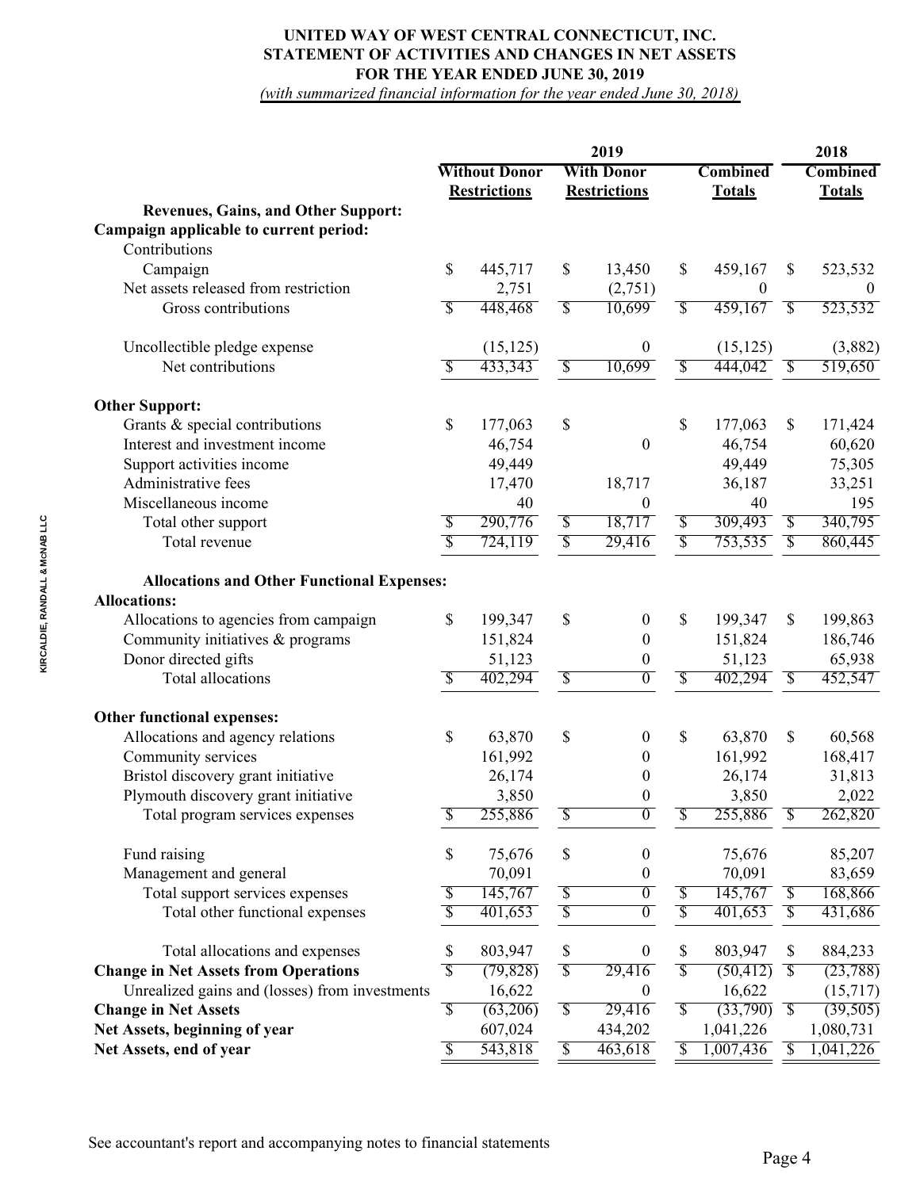# UNITED WAY OF WEST CENTRAL CONNECTICUT, INC.
## STATEMENT OF ACTIVITIES AND CHANGES IN NET ASSETS
## FOR THE YEAR ENDED JUNE 30, 2019

*(with summarized financial information for the year ended June 30, 2018)*

| | 2019 | | | 2018 |
|---|---|---|---|---|
| | Without Donor Restrictions | With Donor Restrictions | Combined Totals | Combined Totals |
| **Revenues, Gains, and Other Support:** | | | | |
| **Campaign applicable to current period:** | | | | |
| Contributions | | | | |
| Campaign | $ 445,717 | $ 13,450 | $ 459,167 | $ 523,532 |
| Net assets released from restriction | 2,751 | (2,751) | 0 | 0 |
| Gross contributions | $ 448,468 | $ 10,699 | $ 459,167 | $ 523,532 |
| | | | | |
| Uncollectible pledge expense | (15,125) | 0 | (15,125) | (3,882) |
| Net contributions | $ 433,343 | $ 10,699 | $ 444,042 | $ 519,650 |
| | | | | |
| **Other Support:** | | | | |
| Grants & special contributions | $ 177,063 | $ | $ 177,063 | $ 171,424 |
| Interest and investment income | 46,754 | 0 | 46,754 | 60,620 |
| Support activities income | 49,449 | | 49,449 | 75,305 |
| Administrative fees | 17,470 | 18,717 | 36,187 | 33,251 |
| Miscellaneous income | 40 | 0 | 40 | 195 |
| Total other support | $ 290,776 | $ 18,717 | $ 309,493 | $ 340,795 |
| Total revenue | $ 724,119 | $ 29,416 | $ 753,535 | $ 860,445 |
| | | | | |
| **Allocations and Other Functional Expenses:** | | | | |
| **Allocations:** | | | | |
| Allocations to agencies from campaign | $ 199,347 | $ 0 | $ 199,347 | $ 199,863 |
| Community initiatives & programs | 151,824 | 0 | 151,824 | 186,746 |
| Donor directed gifts | 51,123 | 0 | 51,123 | 65,938 |
| Total allocations | $ 402,294 | $ 0 | $ 402,294 | $ 452,547 |
| | | | | |
| **Other functional expenses:** | | | | |
| Allocations and agency relations | $ 63,870 | $ 0 | $ 63,870 | $ 60,568 |
| Community services | 161,992 | 0 | 161,992 | 168,417 |
| Bristol discovery grant initiative | 26,174 | 0 | 26,174 | 31,813 |
| Plymouth discovery grant initiative | 3,850 | 0 | 3,850 | 2,022 |
| Total program services expenses | $ 255,886 | $ 0 | $ 255,886 | $ 262,820 |
| | | | | |
| Fund raising | $ 75,676 | $ 0 | 75,676 | 85,207 |
| Management and general | 70,091 | 0 | 70,091 | 83,659 |
| Total support services expenses | $ 145,767 | $ 0 | $ 145,767 | $ 168,866 |
| Total other functional expenses | $ 401,653 | $ 0 | $ 401,653 | $ 431,686 |
| | | | | |
| Total allocations and expenses | $ 803,947 | $ 0 | $ 803,947 | $ 884,233 |
| **Change in Net Assets from Operations** | $ (79,828) | $ 29,416 | $ (50,412) | $ (23,788) |
| Unrealized gains and (losses) from investments | 16,622 | 0 | 16,622 | (15,717) |
| **Change in Net Assets** | $ (63,206) | $ 29,416 | $ (33,790) | $ (39,505) |
| **Net Assets, beginning of year** | 607,024 | 434,202 | 1,041,226 | 1,080,731 |
| **Net Assets, end of year** | $ 543,818 | $ 463,618 | $ 1,007,436 | $ 1,041,226 |

See accountant's report and accompanying notes to financial statements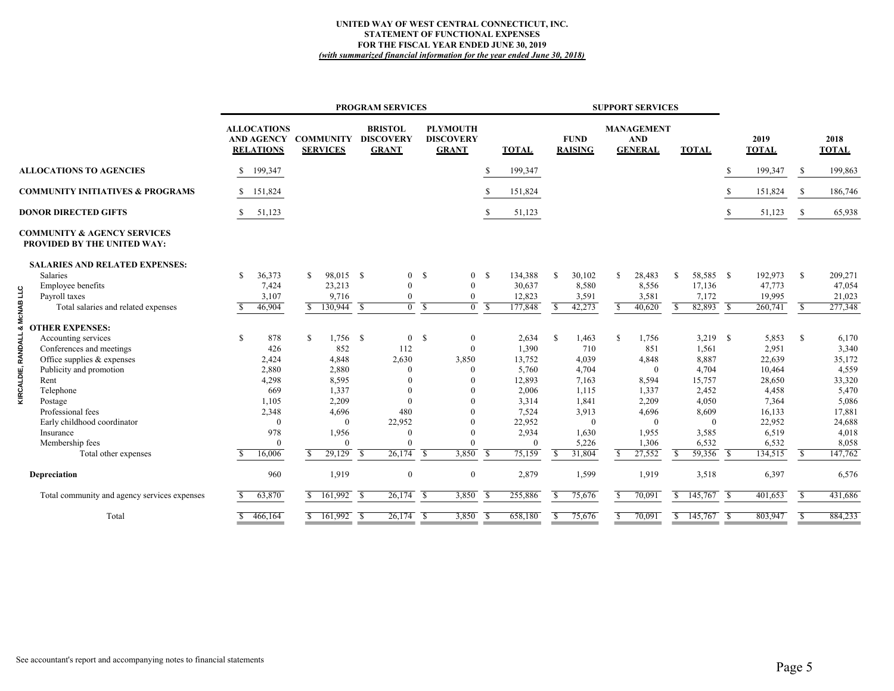**UNITED WAY OF WEST CENTRAL CONNECTICUT, INC.**
**STATEMENT OF FUNCTIONAL EXPENSES**
**FOR THE FISCAL YEAR ENDED JUNE 30, 2019**
***(with summarized financial information for the year ended June 30, 2018)***

| | PROGRAM SERVICES | | | | | SUPPORT SERVICES | | | | |
|---|---|---|---|---|---|---|---|---|---|---|
| | ALLOCATIONS AND AGENCY RELATIONS | COMMUNITY SERVICES | BRISTOL DISCOVERY GRANT | PLYMOUTH DISCOVERY GRANT | TOTAL | FUND RAISING | MANAGEMENT AND GENERAL | TOTAL | 2019 TOTAL | 2018 TOTAL |
| **ALLOCATIONS TO AGENCIES** | $ 199,347 | | | | $ 199,347 | | | | $ 199,347 | $ 199,863 |
| **COMMUNITY INITIATIVES & PROGRAMS** | $ 151,824 | | | | $ 151,824 | | | | $ 151,824 | $ 186,746 |
| **DONOR DIRECTED GIFTS** | $ 51,123 | | | | $ 51,123 | | | | $ 51,123 | $ 65,938 |
| **COMMUNITY & AGENCY SERVICES PROVIDED BY THE UNITED WAY:** | | | | | | | | | | |
| **SALARIES AND RELATED EXPENSES:** | | | | | | | | | | |
| Salaries | $ 36,373 | $ 98,015 | $ 0 | $ 0 | $ 134,388 | $ 30,102 | $ 28,483 | $ 58,585 | $ 192,973 | $ 209,271 |
| Employee benefits | 7,424 | 23,213 | 0 | 0 | 30,637 | 8,580 | 8,556 | 17,136 | 47,773 | 47,054 |
| Payroll taxes | 3,107 | 9,716 | 0 | 0 | 12,823 | 3,591 | 3,581 | 7,172 | 19,995 | 21,023 |
| Total salaries and related expenses | $ 46,904 | $ 130,944 | $ 0 | $ 0 | $ 177,848 | $ 42,273 | $ 40,620 | $ 82,893 | $ 260,741 | $ 277,348 |
| **OTHER EXPENSES:** | | | | | | | | | | |
| Accounting services | $ 878 | $ 1,756 | $ 0 | $ 0 | 2,634 | $ 1,463 | $ 1,756 | 3,219 | $ 5,853 | $ 6,170 |
| Conferences and meetings | 426 | 852 | 112 | 0 | 1,390 | 710 | 851 | 1,561 | 2,951 | 3,340 |
| Office supplies & expenses | 2,424 | 4,848 | 2,630 | 3,850 | 13,752 | 4,039 | 4,848 | 8,887 | 22,639 | 35,172 |
| Publicity and promotion | 2,880 | 2,880 | 0 | 0 | 5,760 | 4,704 | 0 | 4,704 | 10,464 | 4,559 |
| Rent | 4,298 | 8,595 | 0 | 0 | 12,893 | 7,163 | 8,594 | 15,757 | 28,650 | 33,320 |
| Telephone | 669 | 1,337 | 0 | 0 | 2,006 | 1,115 | 1,337 | 2,452 | 4,458 | 5,470 |
| Postage | 1,105 | 2,209 | 0 | 0 | 3,314 | 1,841 | 2,209 | 4,050 | 7,364 | 5,086 |
| Professional fees | 2,348 | 4,696 | 480 | 0 | 7,524 | 3,913 | 4,696 | 8,609 | 16,133 | 17,881 |
| Early childhood coordinator | 0 | 0 | 22,952 | 0 | 22,952 | 0 | 0 | 0 | 22,952 | 24,688 |
| Insurance | 978 | 1,956 | 0 | 0 | 2,934 | 1,630 | 1,955 | 3,585 | 6,519 | 4,018 |
| Membership fees | 0 | 0 | 0 | 0 | 0 | 5,226 | 1,306 | 6,532 | 6,532 | 8,058 |
| Total other expenses | $ 16,006 | $ 29,129 | $ 26,174 | $ 3,850 | $ 75,159 | $ 31,804 | $ 27,552 | $ 59,356 | $ 134,515 | $ 147,762 |
| **Depreciation** | 960 | 1,919 | 0 | 0 | 2,879 | 1,599 | 1,919 | 3,518 | 6,397 | 6,576 |
| Total community and agency services expenses | $ 63,870 | $ 161,992 | $ 26,174 | $ 3,850 | $ 255,886 | $ 75,676 | $ 70,091 | $ 145,767 | $ 401,653 | $ 431,686 |
| Total | $ 466,164 | $ 161,992 | $ 26,174 | $ 3,850 | $ 658,180 | $ 75,676 | $ 70,091 | $ 145,767 | $ 803,947 | $ 884,233 |

KIRCALDIE, RANDALL & McNAB LLC

See accountant's report and accompanying notes to financial statements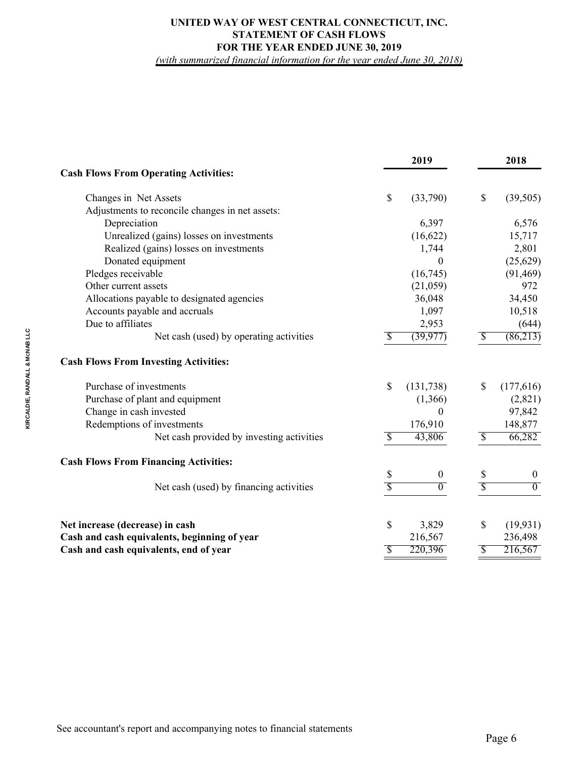**UNITED WAY OF WEST CENTRAL CONNECTICUT, INC.**
**STATEMENT OF CASH FLOWS**
**FOR THE YEAR ENDED JUNE 30, 2019**
*(with summarized financial information for the year ended June 30, 2018)*

| | 2019 | 2018 |
|---|---|---|
| **Cash Flows From Operating Activities:** | | |
| Changes in Net Assets | $ (33,790) | $ (39,505) |
| Adjustments to reconcile changes in net assets: | | |
| Depreciation | 6,397 | 6,576 |
| Unrealized (gains) losses on investments | (16,622) | 15,717 |
| Realized (gains) losses on investments | 1,744 | 2,801 |
| Donated equipment | 0 | (25,629) |
| Pledges receivable | (16,745) | (91,469) |
| Other current assets | (21,059) | 972 |
| Allocations payable to designated agencies | 36,048 | 34,450 |
| Accounts payable and accruals | 1,097 | 10,518 |
| Due to affiliates | 2,953 | (644) |
| Net cash (used) by operating activities | $ (39,977) | $ (86,213) |
| **Cash Flows From Investing Activities:** | | |
| Purchase of investments | $ (131,738) | $ (177,616) |
| Purchase of plant and equipment | (1,366) | (2,821) |
| Change in cash invested | 0 | 97,842 |
| Redemptions of investments | 176,910 | 148,877 |
| Net cash provided by investing activities | $ 43,806 | $ 66,282 |
| **Cash Flows From Financing Activities:** | | |
| | $ 0 | $ 0 |
| Net cash (used) by financing activities | $ 0 | $ 0 |
| **Net increase (decrease) in cash** | $ 3,829 | $ (19,931) |
| **Cash and cash equivalents, beginning of year** | 216,567 | 236,498 |
| **Cash and cash equivalents, end of year** | $ 220,396 | $ 216,567 |

See accountant's report and accompanying notes to financial statements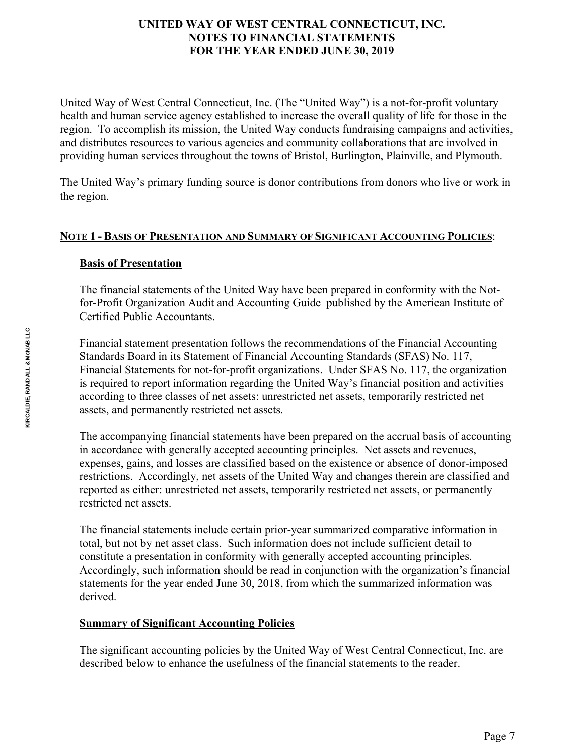# UNITED WAY OF WEST CENTRAL CONNECTICUT, INC.
## NOTES TO FINANCIAL STATEMENTS
## FOR THE YEAR ENDED JUNE 30, 2019

United Way of West Central Connecticut, Inc. (The "United Way") is a not-for-profit voluntary health and human service agency established to increase the overall quality of life for those in the region. To accomplish its mission, the United Way conducts fundraising campaigns and activities, and distributes resources to various agencies and community collaborations that are involved in providing human services throughout the towns of Bristol, Burlington, Plainville, and Plymouth.

The United Way's primary funding source is donor contributions from donors who live or work in the region.

### NOTE 1 - BASIS OF PRESENTATION AND SUMMARY OF SIGNIFICANT ACCOUNTING POLICIES:

**Basis of Presentation**

The financial statements of the United Way have been prepared in conformity with the Not-for-Profit Organization Audit and Accounting Guide published by the American Institute of Certified Public Accountants.

Financial statement presentation follows the recommendations of the Financial Accounting Standards Board in its Statement of Financial Accounting Standards (SFAS) No. 117, Financial Statements for not-for-profit organizations. Under SFAS No. 117, the organization is required to report information regarding the United Way's financial position and activities according to three classes of net assets: unrestricted net assets, temporarily restricted net assets, and permanently restricted net assets.

The accompanying financial statements have been prepared on the accrual basis of accounting in accordance with generally accepted accounting principles. Net assets and revenues, expenses, gains, and losses are classified based on the existence or absence of donor-imposed restrictions. Accordingly, net assets of the United Way and changes therein are classified and reported as either: unrestricted net assets, temporarily restricted net assets, or permanently restricted net assets.

The financial statements include certain prior-year summarized comparative information in total, but not by net asset class. Such information does not include sufficient detail to constitute a presentation in conformity with generally accepted accounting principles. Accordingly, such information should be read in conjunction with the organization's financial statements for the year ended June 30, 2018, from which the summarized information was derived.

**Summary of Significant Accounting Policies**

The significant accounting policies by the United Way of West Central Connecticut, Inc. are described below to enhance the usefulness of the financial statements to the reader.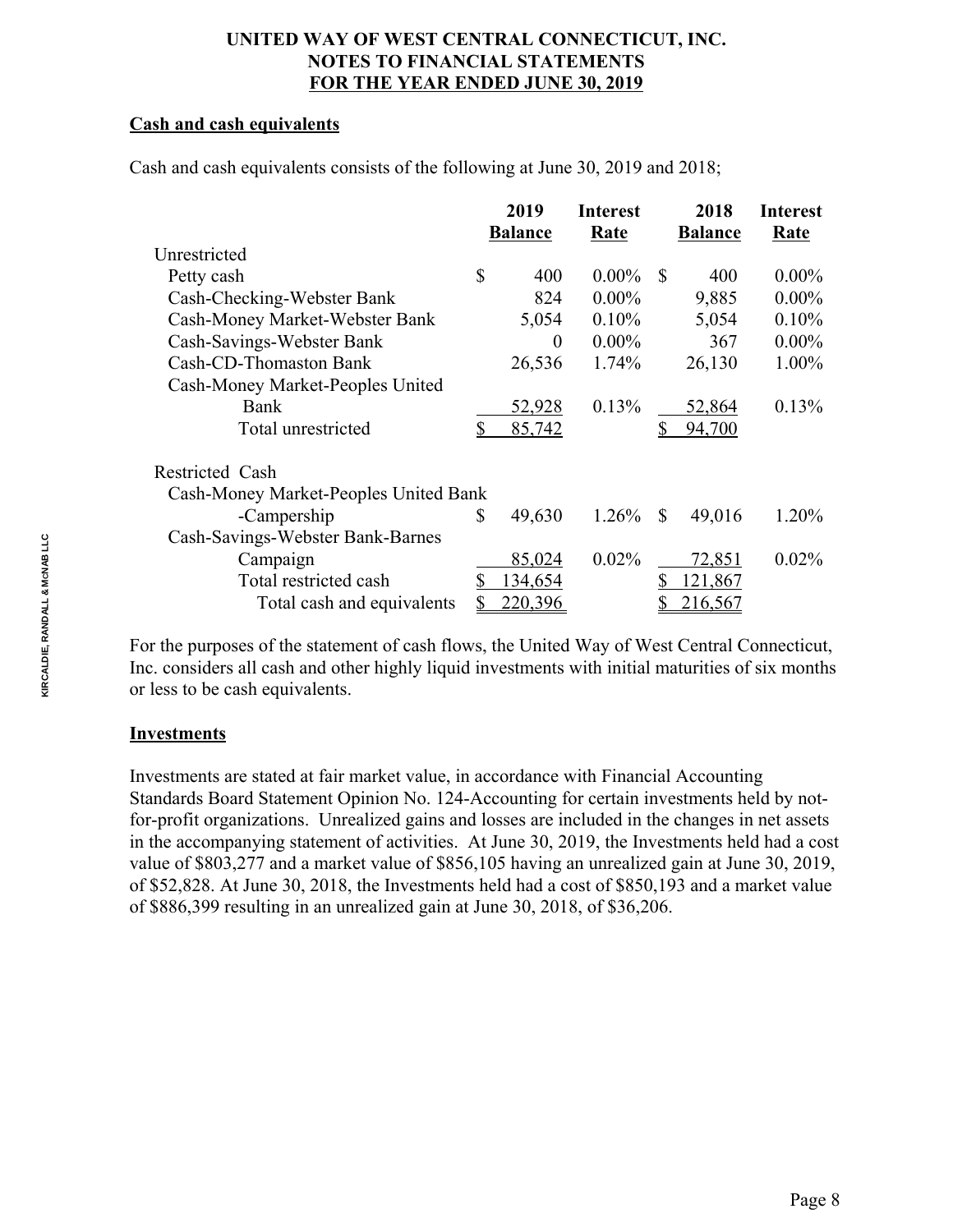**UNITED WAY OF WEST CENTRAL CONNECTICUT, INC.**
**NOTES TO FINANCIAL STATEMENTS**
**FOR THE YEAR ENDED JUNE 30, 2019**

**Cash and cash equivalents**

Cash and cash equivalents consists of the following at June 30, 2019 and 2018;

| | 2019 Balance | Interest Rate | 2018 Balance | Interest Rate |
|---|---|---|---|---|
| Unrestricted | | | | |
| Petty cash | $ 400 | 0.00% | $ 400 | 0.00% |
| Cash-Checking-Webster Bank | 824 | 0.00% | 9,885 | 0.00% |
| Cash-Money Market-Webster Bank | 5,054 | 0.10% | 5,054 | 0.10% |
| Cash-Savings-Webster Bank | 0 | 0.00% | 367 | 0.00% |
| Cash-CD-Thomaston Bank | 26,536 | 1.74% | 26,130 | 1.00% |
| Cash-Money Market-Peoples United Bank | 52,928 | 0.13% | 52,864 | 0.13% |
| Total unrestricted | $ 85,742 | | $ 94,700 | |
| Restricted Cash | | | | |
| Cash-Money Market-Peoples United Bank -Campership | $ 49,630 | 1.26% | $ 49,016 | 1.20% |
| Cash-Savings-Webster Bank-Barnes Campaign | 85,024 | 0.02% | 72,851 | 0.02% |
| Total restricted cash | $ 134,654 | | $ 121,867 | |
| Total cash and equivalents | $ 220,396 | | $ 216,567 | |

For the purposes of the statement of cash flows, the United Way of West Central Connecticut, Inc. considers all cash and other highly liquid investments with initial maturities of six months or less to be cash equivalents.

**Investments**

Investments are stated at fair market value, in accordance with Financial Accounting Standards Board Statement Opinion No. 124-Accounting for certain investments held by not-for-profit organizations. Unrealized gains and losses are included in the changes in net assets in the accompanying statement of activities. At June 30, 2019, the Investments held had a cost value of $803,277 and a market value of $856,105 having an unrealized gain at June 30, 2019, of $52,828. At June 30, 2018, the Investments held had a cost of $850,193 and a market value of $886,399 resulting in an unrealized gain at June 30, 2018, of $36,206.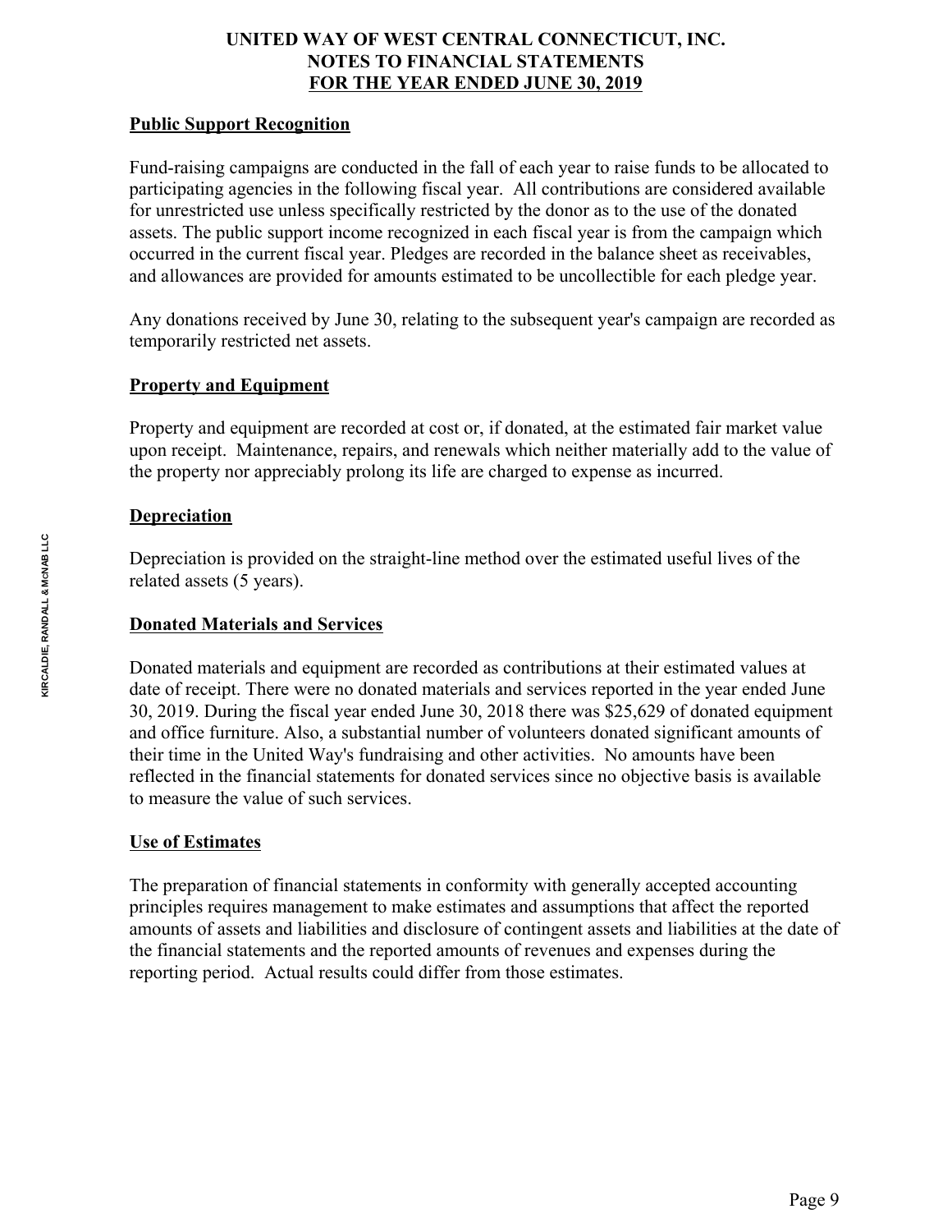**Public Support Recognition**

Fund-raising campaigns are conducted in the fall of each year to raise funds to be allocated to participating agencies in the following fiscal year. All contributions are considered available for unrestricted use unless specifically restricted by the donor as to the use of the donated assets. The public support income recognized in each fiscal year is from the campaign which occurred in the current fiscal year. Pledges are recorded in the balance sheet as receivables, and allowances are provided for amounts estimated to be uncollectible for each pledge year.

Any donations received by June 30, relating to the subsequent year's campaign are recorded as temporarily restricted net assets.

**Property and Equipment**

Property and equipment are recorded at cost or, if donated, at the estimated fair market value upon receipt. Maintenance, repairs, and renewals which neither materially add to the value of the property nor appreciably prolong its life are charged to expense as incurred.

**Depreciation**

Depreciation is provided on the straight-line method over the estimated useful lives of the related assets (5 years).

**Donated Materials and Services**

Donated materials and equipment are recorded as contributions at their estimated values at date of receipt. There were no donated materials and services reported in the year ended June 30, 2019. During the fiscal year ended June 30, 2018 there was $25,629 of donated equipment and office furniture. Also, a substantial number of volunteers donated significant amounts of their time in the United Way's fundraising and other activities. No amounts have been reflected in the financial statements for donated services since no objective basis is available to measure the value of such services.

**Use of Estimates**

The preparation of financial statements in conformity with generally accepted accounting principles requires management to make estimates and assumptions that affect the reported amounts of assets and liabilities and disclosure of contingent assets and liabilities at the date of the financial statements and the reported amounts of revenues and expenses during the reporting period. Actual results could differ from those estimates.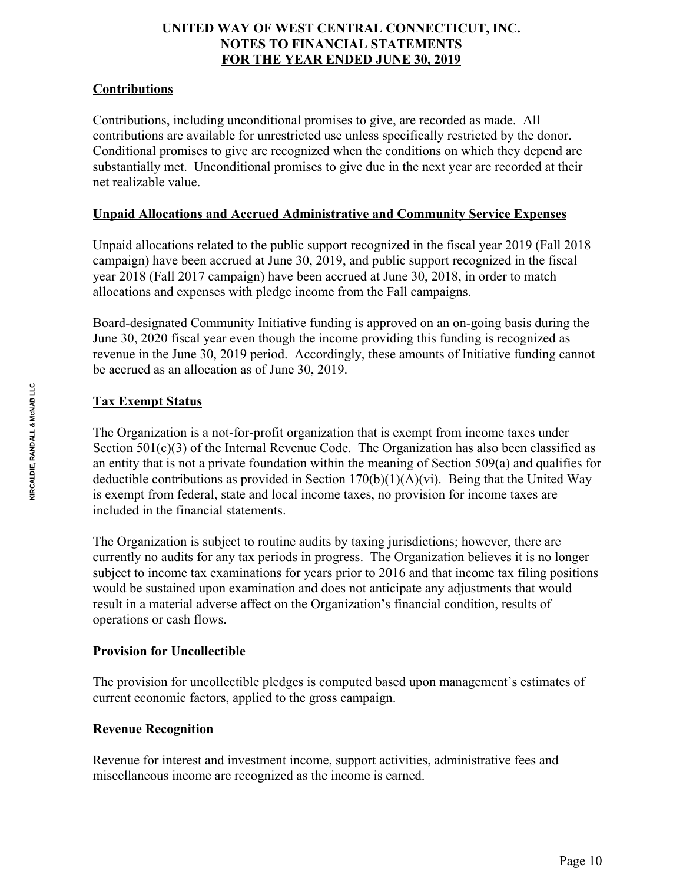## Contributions

Contributions, including unconditional promises to give, are recorded as made. All contributions are available for unrestricted use unless specifically restricted by the donor. Conditional promises to give are recognized when the conditions on which they depend are substantially met. Unconditional promises to give due in the next year are recorded at their net realizable value.

## Unpaid Allocations and Accrued Administrative and Community Service Expenses

Unpaid allocations related to the public support recognized in the fiscal year 2019 (Fall 2018 campaign) have been accrued at June 30, 2019, and public support recognized in the fiscal year 2018 (Fall 2017 campaign) have been accrued at June 30, 2018, in order to match allocations and expenses with pledge income from the Fall campaigns.

Board-designated Community Initiative funding is approved on an on-going basis during the June 30, 2020 fiscal year even though the income providing this funding is recognized as revenue in the June 30, 2019 period. Accordingly, these amounts of Initiative funding cannot be accrued as an allocation as of June 30, 2019.

## Tax Exempt Status

The Organization is a not-for-profit organization that is exempt from income taxes under Section 501(c)(3) of the Internal Revenue Code. The Organization has also been classified as an entity that is not a private foundation within the meaning of Section 509(a) and qualifies for deductible contributions as provided in Section 170(b)(1)(A)(vi). Being that the United Way is exempt from federal, state and local income taxes, no provision for income taxes are included in the financial statements.

The Organization is subject to routine audits by taxing jurisdictions; however, there are currently no audits for any tax periods in progress. The Organization believes it is no longer subject to income tax examinations for years prior to 2016 and that income tax filing positions would be sustained upon examination and does not anticipate any adjustments that would result in a material adverse affect on the Organization's financial condition, results of operations or cash flows.

## Provision for Uncollectible

The provision for uncollectible pledges is computed based upon management's estimates of current economic factors, applied to the gross campaign.

## Revenue Recognition

Revenue for interest and investment income, support activities, administrative fees and miscellaneous income are recognized as the income is earned.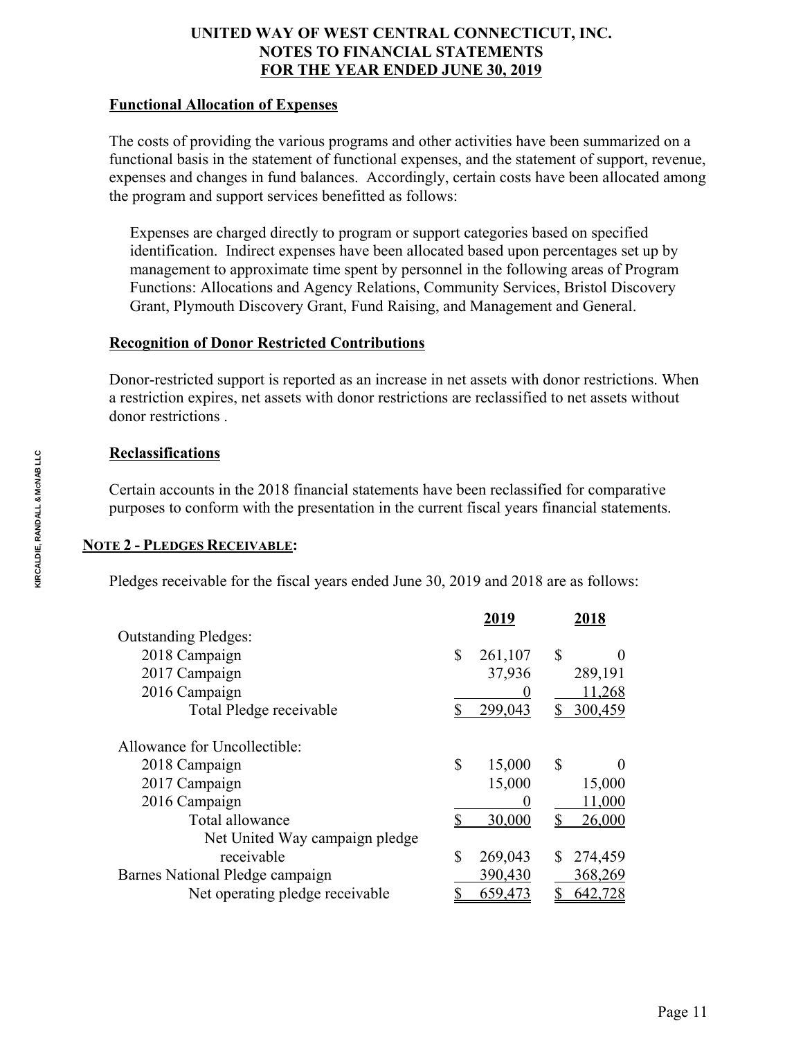**UNITED WAY OF WEST CENTRAL CONNECTICUT, INC.**
**NOTES TO FINANCIAL STATEMENTS**
**FOR THE YEAR ENDED JUNE 30, 2019**

**Functional Allocation of Expenses**

The costs of providing the various programs and other activities have been summarized on a functional basis in the statement of functional expenses, and the statement of support, revenue, expenses and changes in fund balances. Accordingly, certain costs have been allocated among the program and support services benefitted as follows:

> Expenses are charged directly to program or support categories based on specified identification. Indirect expenses have been allocated based upon percentages set up by management to approximate time spent by personnel in the following areas of Program Functions: Allocations and Agency Relations, Community Services, Bristol Discovery Grant, Plymouth Discovery Grant, Fund Raising, and Management and General.

**Recognition of Donor Restricted Contributions**

Donor-restricted support is reported as an increase in net assets with donor restrictions. When a restriction expires, net assets with donor restrictions are reclassified to net assets without donor restrictions .

**Reclassifications**

Certain accounts in the 2018 financial statements have been reclassified for comparative purposes to conform with the presentation in the current fiscal years financial statements.

**NOTE 2 - PLEDGES RECEIVABLE:**

Pledges receivable for the fiscal years ended June 30, 2019 and 2018 are as follows:

| | 2019 | 2018 |
|---|---|---|
| Outstanding Pledges: | | |
| 2018 Campaign | $ 261,107 | $ 0 |
| 2017 Campaign | 37,936 | 289,191 |
| 2016 Campaign | 0 | 11,268 |
| Total Pledge receivable | $ 299,043 | $ 300,459 |
| Allowance for Uncollectible: | | |
| 2018 Campaign | $ 15,000 | $ 0 |
| 2017 Campaign | 15,000 | 15,000 |
| 2016 Campaign | 0 | 11,000 |
| Total allowance | $ 30,000 | $ 26,000 |
| Net United Way campaign pledge receivable | $ 269,043 | $ 274,459 |
| Barnes National Pledge campaign | 390,430 | 368,269 |
| Net operating pledge receivable | $ 659,473 | $ 642,728 |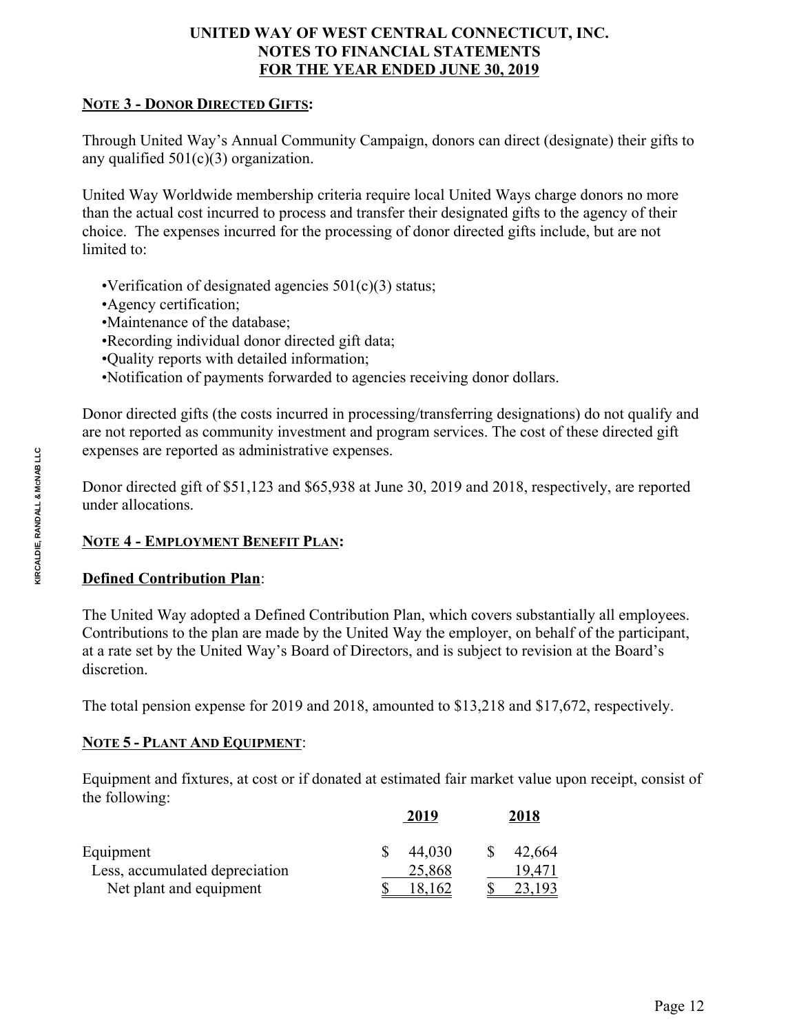# UNITED WAY OF WEST CENTRAL CONNECTICUT, INC.
# NOTES TO FINANCIAL STATEMENTS
# FOR THE YEAR ENDED JUNE 30, 2019

## NOTE 3 - DONOR DIRECTED GIFTS:

Through United Way's Annual Community Campaign, donors can direct (designate) their gifts to any qualified 501(c)(3) organization.

United Way Worldwide membership criteria require local United Ways charge donors no more than the actual cost incurred to process and transfer their designated gifts to the agency of their choice. The expenses incurred for the processing of donor directed gifts include, but are not limited to:

- Verification of designated agencies 501(c)(3) status;
- Agency certification;
- Maintenance of the database;
- Recording individual donor directed gift data;
- Quality reports with detailed information;
- Notification of payments forwarded to agencies receiving donor dollars.

Donor directed gifts (the costs incurred in processing/transferring designations) do not qualify and are not reported as community investment and program services. The cost of these directed gift expenses are reported as administrative expenses.

Donor directed gift of $51,123 and $65,938 at June 30, 2019 and 2018, respectively, are reported under allocations.

## NOTE 4 - EMPLOYMENT BENEFIT PLAN:

### Defined Contribution Plan:

The United Way adopted a Defined Contribution Plan, which covers substantially all employees. Contributions to the plan are made by the United Way the employer, on behalf of the participant, at a rate set by the United Way's Board of Directors, and is subject to revision at the Board's discretion.

The total pension expense for 2019 and 2018, amounted to $13,218 and $17,672, respectively.

## NOTE 5 - PLANT AND EQUIPMENT:

Equipment and fixtures, at cost or if donated at estimated fair market value upon receipt, consist of the following:

| | 2019 | 2018 |
|---|---|---|
| Equipment | $ 44,030 | $ 42,664 |
| Less, accumulated depreciation | 25,868 | 19,471 |
| Net plant and equipment | $ 18,162 | $ 23,193 |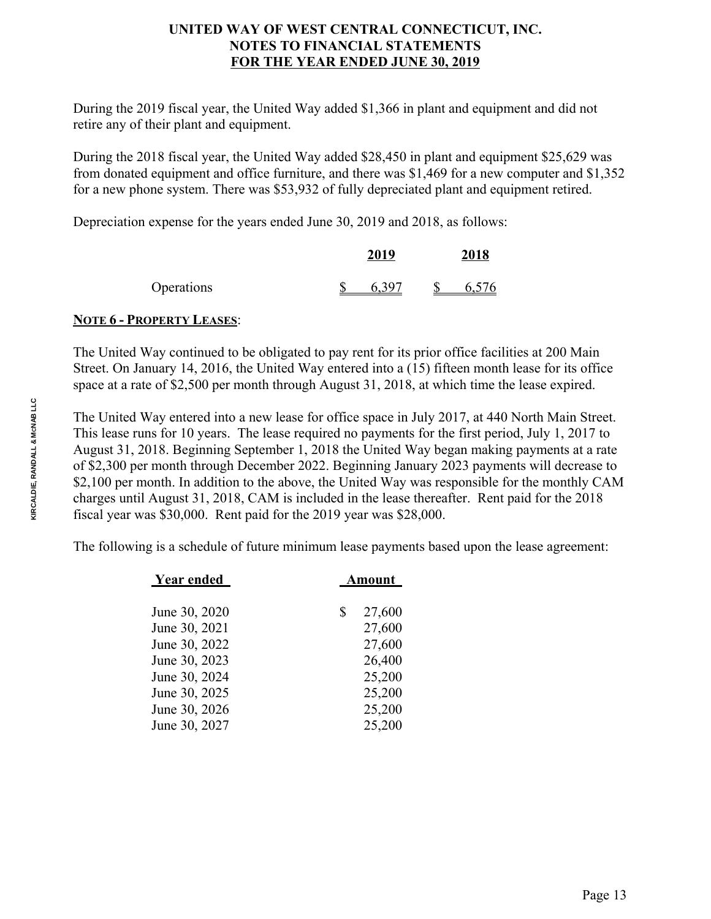During the 2019 fiscal year, the United Way added $1,366 in plant and equipment and did not retire any of their plant and equipment.

During the 2018 fiscal year, the United Way added $28,450 in plant and equipment $25,629 was from donated equipment and office furniture, and there was $1,469 for a new computer and $1,352 for a new phone system. There was $53,932 of fully depreciated plant and equipment retired.

Depreciation expense for the years ended June 30, 2019 and 2018, as follows:

| | 2019 | 2018 |
|---|---|---|
| Operations | $ 6,397 | $ 6,576 |

**NOTE 6 - PROPERTY LEASES**:

The United Way continued to be obligated to pay rent for its prior office facilities at 200 Main Street. On January 14, 2016, the United Way entered into a (15) fifteen month lease for its office space at a rate of $2,500 per month through August 31, 2018, at which time the lease expired.

The United Way entered into a new lease for office space in July 2017, at 440 North Main Street. This lease runs for 10 years. The lease required no payments for the first period, July 1, 2017 to August 31, 2018. Beginning September 1, 2018 the United Way began making payments at a rate of $2,300 per month through December 2022. Beginning January 2023 payments will decrease to $2,100 per month. In addition to the above, the United Way was responsible for the monthly CAM charges until August 31, 2018, CAM is included in the lease thereafter. Rent paid for the 2018 fiscal year was $30,000. Rent paid for the 2019 year was $28,000.

The following is a schedule of future minimum lease payments based upon the lease agreement:

| Year ended | Amount |
|---|---|
| June 30, 2020 | $ 27,600 |
| June 30, 2021 | 27,600 |
| June 30, 2022 | 27,600 |
| June 30, 2023 | 26,400 |
| June 30, 2024 | 25,200 |
| June 30, 2025 | 25,200 |
| June 30, 2026 | 25,200 |
| June 30, 2027 | 25,200 |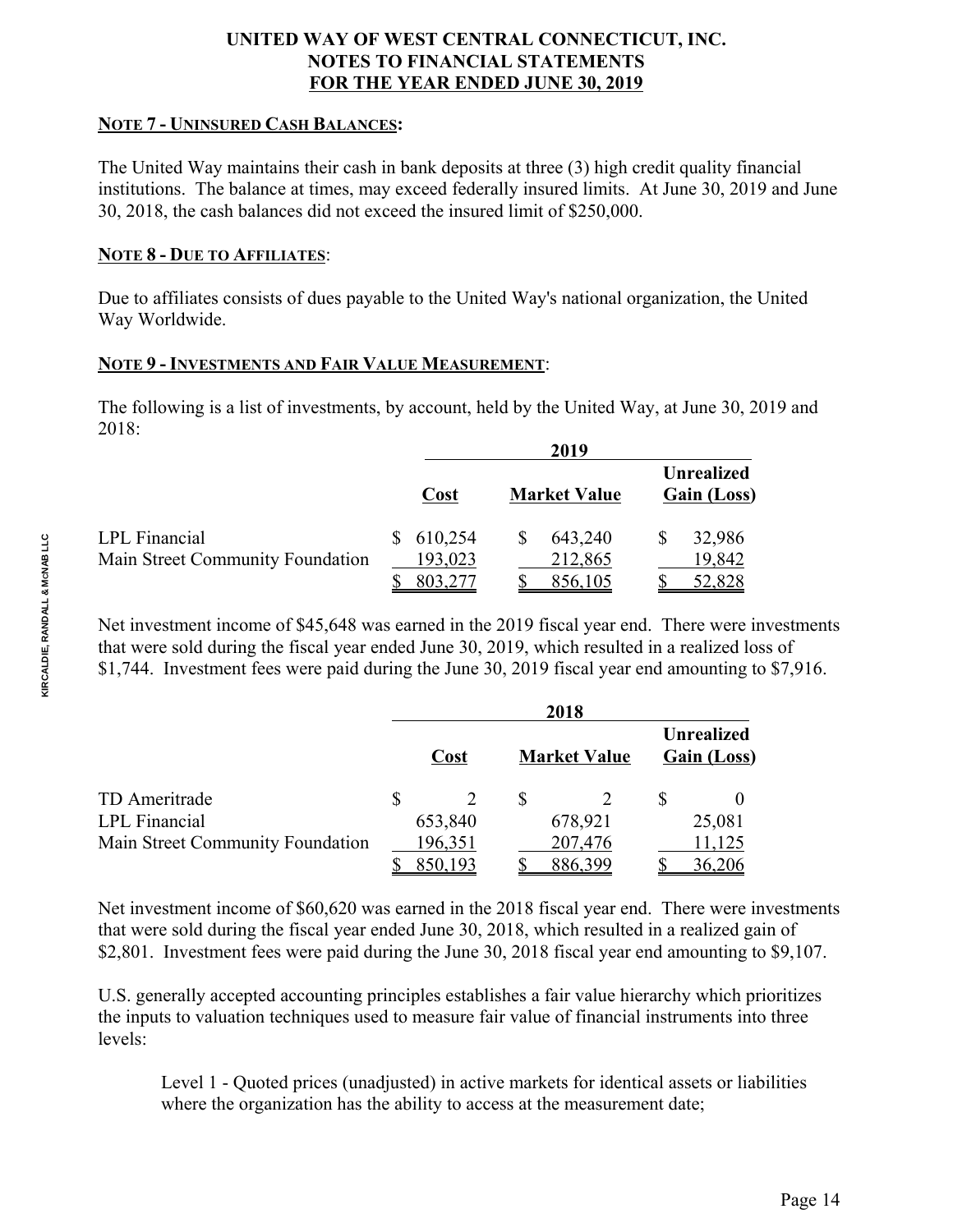# UNITED WAY OF WEST CENTRAL CONNECTICUT, INC.
## NOTES TO FINANCIAL STATEMENTS
## FOR THE YEAR ENDED JUNE 30, 2019

**NOTE 7 - UNINSURED CASH BALANCES:**

The United Way maintains their cash in bank deposits at three (3) high credit quality financial institutions. The balance at times, may exceed federally insured limits. At June 30, 2019 and June 30, 2018, the cash balances did not exceed the insured limit of $250,000.

**NOTE 8 - DUE TO AFFILIATES**:

Due to affiliates consists of dues payable to the United Way's national organization, the United Way Worldwide.

**NOTE 9 - INVESTMENTS AND FAIR VALUE MEASUREMENT**:

The following is a list of investments, by account, held by the United Way, at June 30, 2019 and 2018:

| | 2019 | | |
|---|---|---|---|
| | **Cost** | **Market Value** | **Unrealized Gain (Loss)** |
| LPL Financial | $ 610,254 | $ 643,240 | $ 32,986 |
| Main Street Community Foundation | 193,023 | 212,865 | 19,842 |
| | $ 803,277 | $ 856,105 | $ 52,828 |

Net investment income of $45,648 was earned in the 2019 fiscal year end. There were investments that were sold during the fiscal year ended June 30, 2019, which resulted in a realized loss of $1,744. Investment fees were paid during the June 30, 2019 fiscal year end amounting to $7,916.

| | 2018 | | |
|---|---|---|---|
| | **Cost** | **Market Value** | **Unrealized Gain (Loss)** |
| TD Ameritrade | $ 2 | $ 2 | $ 0 |
| LPL Financial | 653,840 | 678,921 | 25,081 |
| Main Street Community Foundation | 196,351 | 207,476 | 11,125 |
| | $ 850,193 | $ 886,399 | $ 36,206 |

Net investment income of $60,620 was earned in the 2018 fiscal year end. There were investments that were sold during the fiscal year ended June 30, 2018, which resulted in a realized gain of $2,801. Investment fees were paid during the June 30, 2018 fiscal year end amounting to $9,107.

U.S. generally accepted accounting principles establishes a fair value hierarchy which prioritizes the inputs to valuation techniques used to measure fair value of financial instruments into three levels:

> Level 1 - Quoted prices (unadjusted) in active markets for identical assets or liabilities where the organization has the ability to access at the measurement date;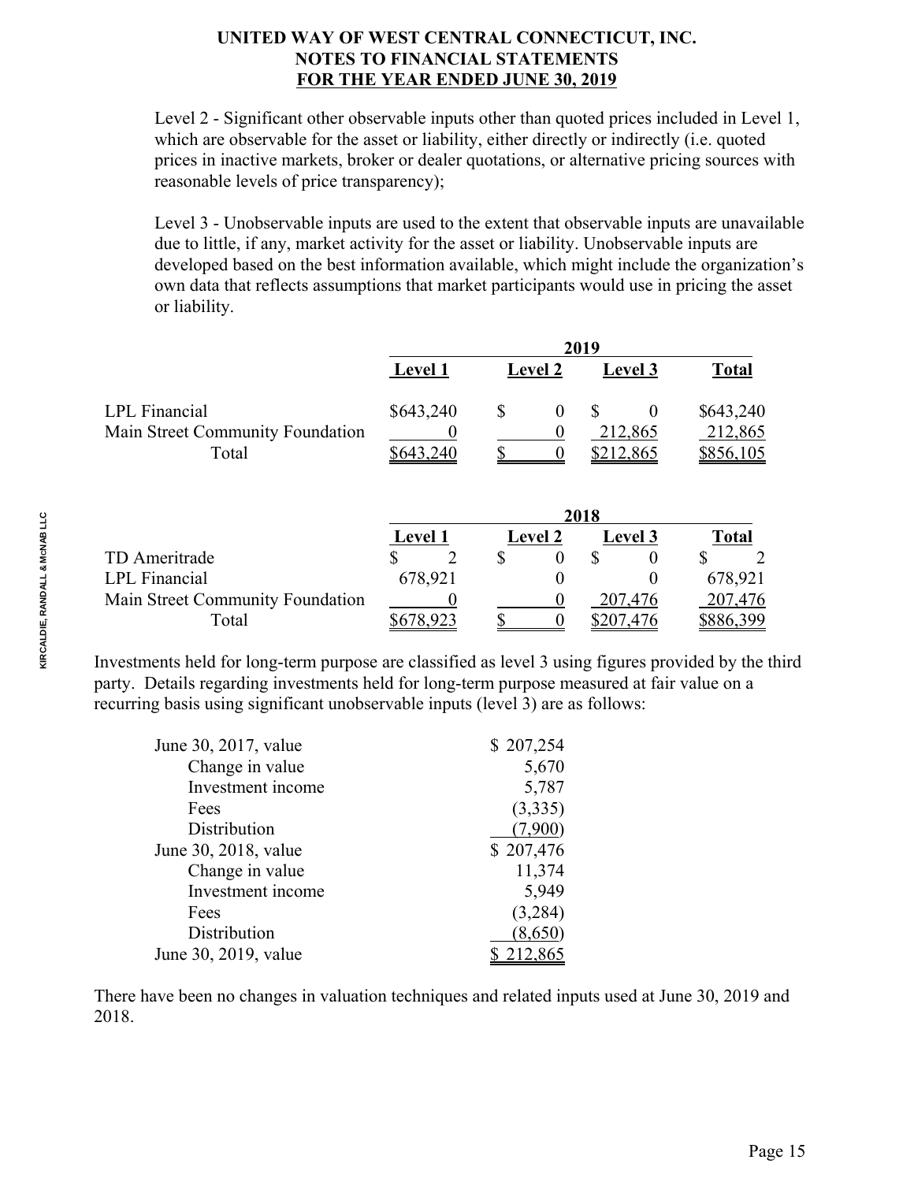Level 2 - Significant other observable inputs other than quoted prices included in Level 1, which are observable for the asset or liability, either directly or indirectly (i.e. quoted prices in inactive markets, broker or dealer quotations, or alternative pricing sources with reasonable levels of price transparency);

Level 3 - Unobservable inputs are used to the extent that observable inputs are unavailable due to little, if any, market activity for the asset or liability. Unobservable inputs are developed based on the best information available, which might include the organization's own data that reflects assumptions that market participants would use in pricing the asset or liability.

| | 2019 | | | |
|---|---|---|---|---|
| | **Level 1** | **Level 2** | **Level 3** | **Total** |
| LPL Financial | $643,240 | $ 0 | $ 0 | $643,240 |
| Main Street Community Foundation | 0 | 0 | 212,865 | 212,865 |
| Total | $643,240 | $ 0 | $212,865 | $856,105 |

| | 2018 | | | |
|---|---|---|---|---|
| | **Level 1** | **Level 2** | **Level 3** | **Total** |
| TD Ameritrade | $ 2 | $ 0 | $ 0 | $ 2 |
| LPL Financial | 678,921 | 0 | 0 | 678,921 |
| Main Street Community Foundation | 0 | 0 | 207,476 | 207,476 |
| Total | $678,923 | $ 0 | $207,476 | $886,399 |

Investments held for long-term purpose are classified as level 3 using figures provided by the third party. Details regarding investments held for long-term purpose measured at fair value on a recurring basis using significant unobservable inputs (level 3) are as follows:

| | |
|---|---|
| June 30, 2017, value | $ 207,254 |
| Change in value | 5,670 |
| Investment income | 5,787 |
| Fees | (3,335) |
| Distribution | (7,900) |
| June 30, 2018, value | $ 207,476 |
| Change in value | 11,374 |
| Investment income | 5,949 |
| Fees | (3,284) |
| Distribution | (8,650) |
| June 30, 2019, value | $ 212,865 |

There have been no changes in valuation techniques and related inputs used at June 30, 2019 and 2018.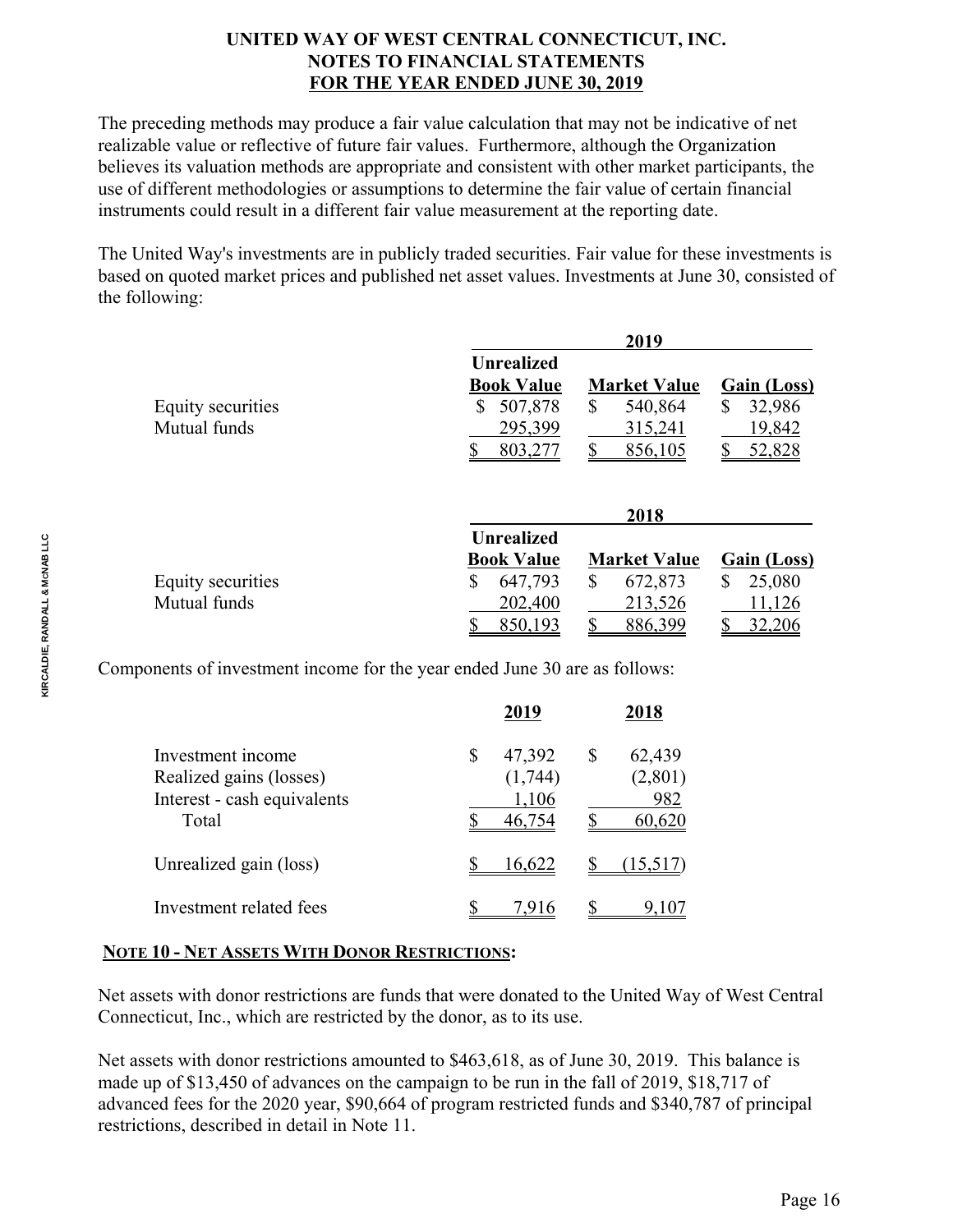The preceding methods may produce a fair value calculation that may not be indicative of net realizable value or reflective of future fair values. Furthermore, although the Organization believes its valuation methods are appropriate and consistent with other market participants, the use of different methodologies or assumptions to determine the fair value of certain financial instruments could result in a different fair value measurement at the reporting date.

The United Way's investments are in publicly traded securities. Fair value for these investments is based on quoted market prices and published net asset values. Investments at June 30, consisted of the following:

| | 2019 | | |
|---|---|---|---|
| | Book Value | Market Value | Unrealized Gain (Loss) |
| Equity securities | $ 507,878 | $ 540,864 | $ 32,986 |
| Mutual funds | 295,399 | 315,241 | 19,842 |
| | $ 803,277 | $ 856,105 | $ 52,828 |

| | 2018 | | |
|---|---|---|---|
| | Book Value | Market Value | Unrealized Gain (Loss) |
| Equity securities | $ 647,793 | $ 672,873 | $ 25,080 |
| Mutual funds | 202,400 | 213,526 | 11,126 |
| | $ 850,193 | $ 886,399 | $ 32,206 |

Components of investment income for the year ended June 30 are as follows:

| | 2019 | 2018 |
|---|---|---|
| Investment income | $ 47,392 | $ 62,439 |
| Realized gains (losses) | (1,744) | (2,801) |
| Interest - cash equivalents | 1,106 | 982 |
| Total | $ 46,754 | $ 60,620 |
| Unrealized gain (loss) | $ 16,622 | $ (15,517) |
| Investment related fees | $ 7,916 | $ 9,107 |

## NOTE 10 - NET ASSETS WITH DONOR RESTRICTIONS:

Net assets with donor restrictions are funds that were donated to the United Way of West Central Connecticut, Inc., which are restricted by the donor, as to its use.

Net assets with donor restrictions amounted to $463,618, as of June 30, 2019. This balance is made up of $13,450 of advances on the campaign to be run in the fall of 2019, $18,717 of advanced fees for the 2020 year, $90,664 of program restricted funds and $340,787 of principal restrictions, described in detail in Note 11.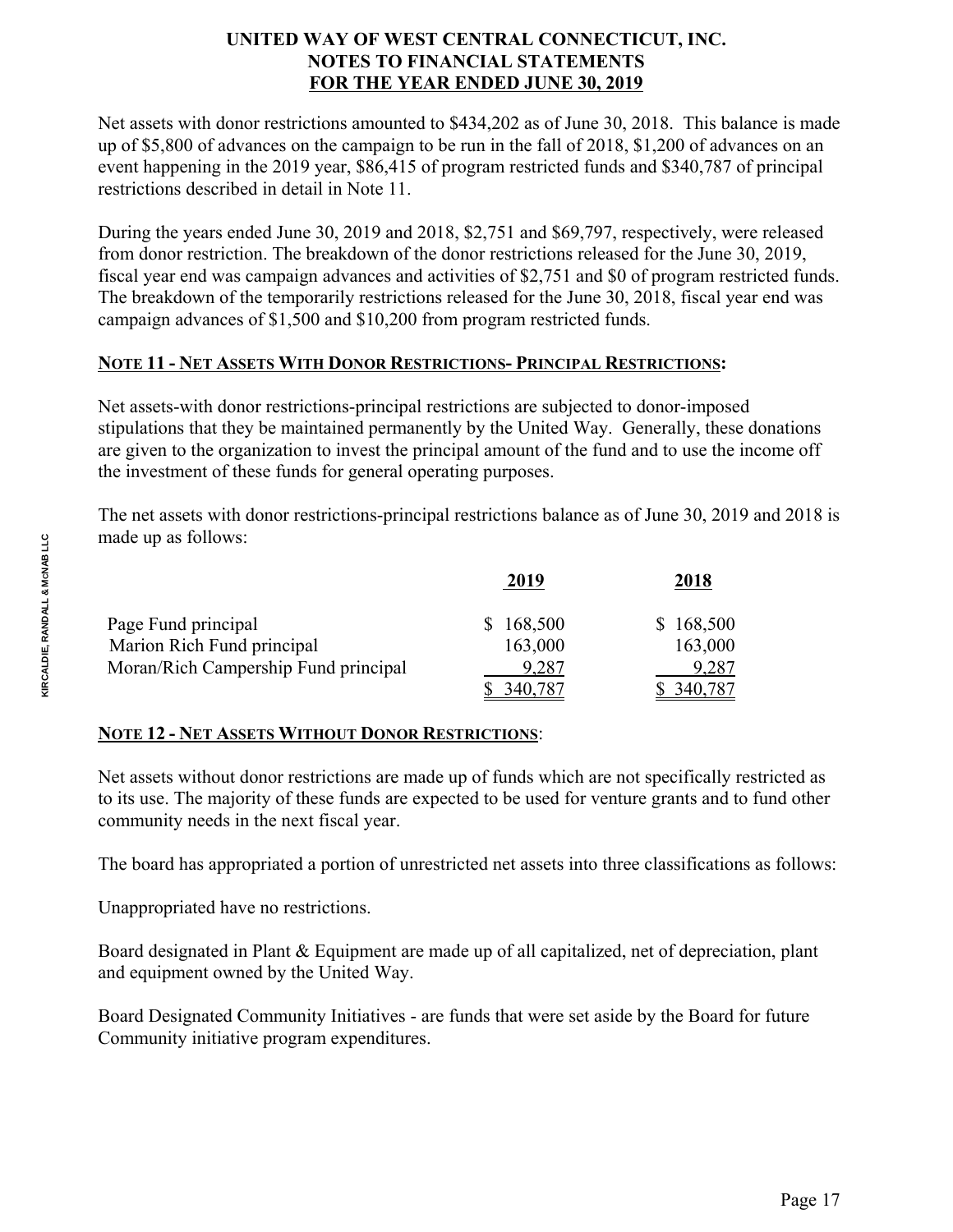Net assets with donor restrictions amounted to $434,202 as of June 30, 2018. This balance is made up of $5,800 of advances on the campaign to be run in the fall of 2018, $1,200 of advances on an event happening in the 2019 year, $86,415 of program restricted funds and $340,787 of principal restrictions described in detail in Note 11.

During the years ended June 30, 2019 and 2018, $2,751 and $69,797, respectively, were released from donor restriction. The breakdown of the donor restrictions released for the June 30, 2019, fiscal year end was campaign advances and activities of $2,751 and $0 of program restricted funds. The breakdown of the temporarily restrictions released for the June 30, 2018, fiscal year end was campaign advances of $1,500 and $10,200 from program restricted funds.

## NOTE 11 - NET ASSETS WITH DONOR RESTRICTIONS- PRINCIPAL RESTRICTIONS:

Net assets-with donor restrictions-principal restrictions are subjected to donor-imposed stipulations that they be maintained permanently by the United Way. Generally, these donations are given to the organization to invest the principal amount of the fund and to use the income off the investment of these funds for general operating purposes.

The net assets with donor restrictions-principal restrictions balance as of June 30, 2019 and 2018 is made up as follows:

| | 2019 | 2018 |
|---|---|---|
| Page Fund principal | $ 168,500 | $ 168,500 |
| Marion Rich Fund principal | 163,000 | 163,000 |
| Moran/Rich Campership Fund principal | 9,287 | 9,287 |
| | $ 340,787 | $ 340,787 |

## NOTE 12 - NET ASSETS WITHOUT DONOR RESTRICTIONS:

Net assets without donor restrictions are made up of funds which are not specifically restricted as to its use. The majority of these funds are expected to be used for venture grants and to fund other community needs in the next fiscal year.

The board has appropriated a portion of unrestricted net assets into three classifications as follows:

Unappropriated have no restrictions.

Board designated in Plant & Equipment are made up of all capitalized, net of depreciation, plant and equipment owned by the United Way.

Board Designated Community Initiatives - are funds that were set aside by the Board for future Community initiative program expenditures.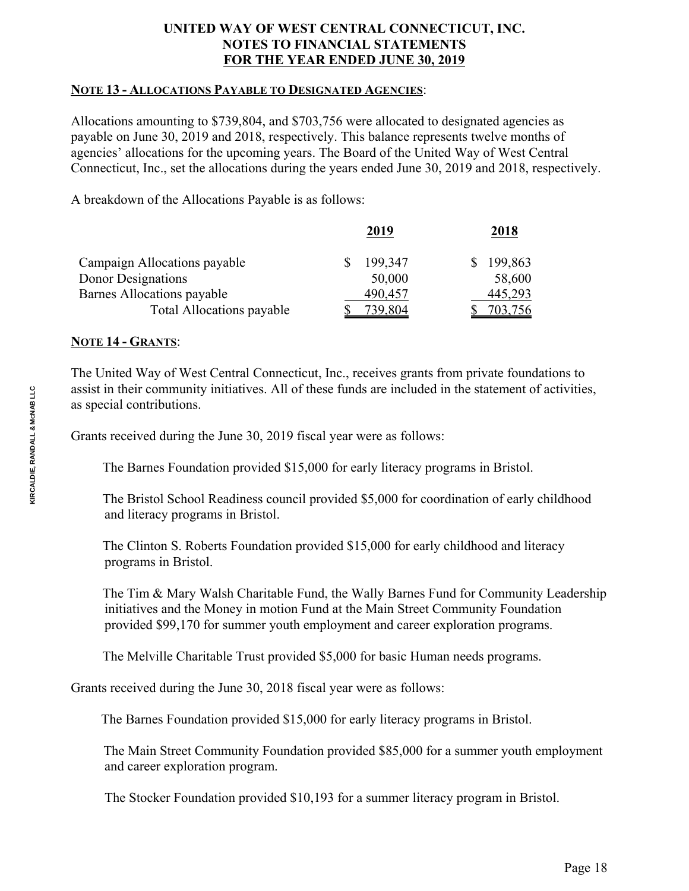**UNITED WAY OF WEST CENTRAL CONNECTICUT, INC.**
**NOTES TO FINANCIAL STATEMENTS**
**FOR THE YEAR ENDED JUNE 30, 2019**

**NOTE 13 - ALLOCATIONS PAYABLE TO DESIGNATED AGENCIES**:

Allocations amounting to $739,804, and $703,756 were allocated to designated agencies as payable on June 30, 2019 and 2018, respectively. This balance represents twelve months of agencies' allocations for the upcoming years. The Board of the United Way of West Central Connecticut, Inc., set the allocations during the years ended June 30, 2019 and 2018, respectively.

A breakdown of the Allocations Payable is as follows:

| | 2019 | 2018 |
|---|---|---|
| Campaign Allocations payable | $ 199,347 | $ 199,863 |
| Donor Designations | 50,000 | 58,600 |
| Barnes Allocations payable | 490,457 | 445,293 |
| Total Allocations payable | $ 739,804 | $ 703,756 |

**NOTE 14 - GRANTS**:

The United Way of West Central Connecticut, Inc., receives grants from private foundations to assist in their community initiatives. All of these funds are included in the statement of activities, as special contributions.

Grants received during the June 30, 2019 fiscal year were as follows:

The Barnes Foundation provided $15,000 for early literacy programs in Bristol.

The Bristol School Readiness council provided $5,000 for coordination of early childhood and literacy programs in Bristol.

The Clinton S. Roberts Foundation provided $15,000 for early childhood and literacy programs in Bristol.

The Tim & Mary Walsh Charitable Fund, the Wally Barnes Fund for Community Leadership initiatives and the Money in motion Fund at the Main Street Community Foundation provided $99,170 for summer youth employment and career exploration programs.

The Melville Charitable Trust provided $5,000 for basic Human needs programs.

Grants received during the June 30, 2018 fiscal year were as follows:

The Barnes Foundation provided $15,000 for early literacy programs in Bristol.

The Main Street Community Foundation provided $85,000 for a summer youth employment and career exploration program.

The Stocker Foundation provided $10,193 for a summer literacy program in Bristol.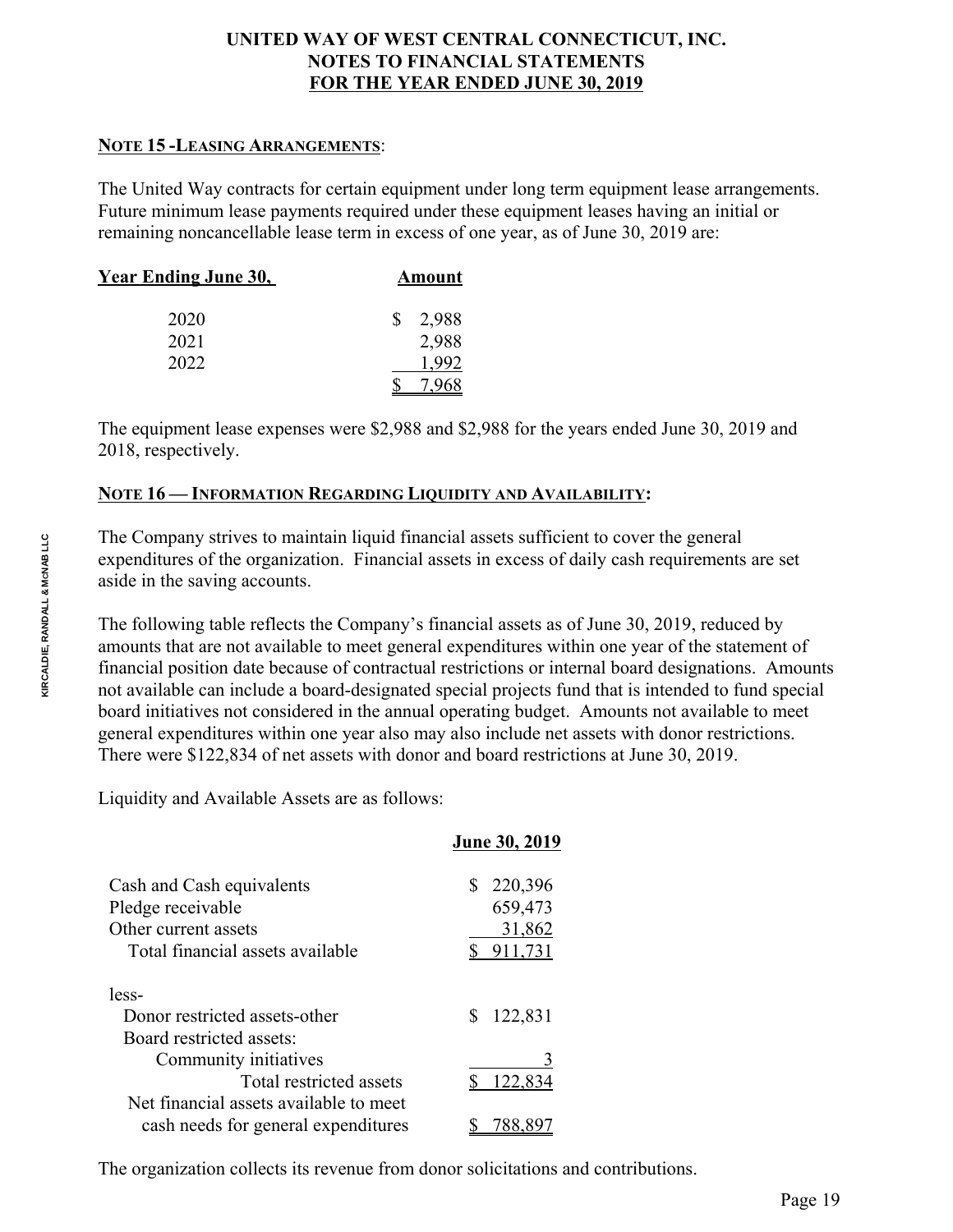**UNITED WAY OF WEST CENTRAL CONNECTICUT, INC.**
**NOTES TO FINANCIAL STATEMENTS**
**FOR THE YEAR ENDED JUNE 30, 2019**

**NOTE 15 - LEASING ARRANGEMENTS:**

The United Way contracts for certain equipment under long term equipment lease arrangements. Future minimum lease payments required under these equipment leases having an initial or remaining noncancellable lease term in excess of one year, as of June 30, 2019 are:

| Year Ending June 30, | Amount |
|---|---|
| 2020 | $ 2,988 |
| 2021 | 2,988 |
| 2022 | 1,992 |
| | $ 7,968 |

The equipment lease expenses were $2,988 and $2,988 for the years ended June 30, 2019 and 2018, respectively.

**NOTE 16 — INFORMATION REGARDING LIQUIDITY AND AVAILABILITY:**

The Company strives to maintain liquid financial assets sufficient to cover the general expenditures of the organization. Financial assets in excess of daily cash requirements are set aside in the saving accounts.

The following table reflects the Company's financial assets as of June 30, 2019, reduced by amounts that are not available to meet general expenditures within one year of the statement of financial position date because of contractual restrictions or internal board designations. Amounts not available can include a board-designated special projects fund that is intended to fund special board initiatives not considered in the annual operating budget. Amounts not available to meet general expenditures within one year also may also include net assets with donor restrictions. There were $122,834 of net assets with donor and board restrictions at June 30, 2019.

Liquidity and Available Assets are as follows:

| | June 30, 2019 |
|---|---|
| Cash and Cash equivalents | $ 220,396 |
| Pledge receivable | 659,473 |
| Other current assets | 31,862 |
| Total financial assets available | $ 911,731 |
| less- | |
| Donor restricted assets-other | $ 122,831 |
| Board restricted assets: | |
| Community initiatives | 3 |
| Total restricted assets | $ 122,834 |
| Net financial assets available to meet cash needs for general expenditures | $ 788,897 |

The organization collects its revenue from donor solicitations and contributions.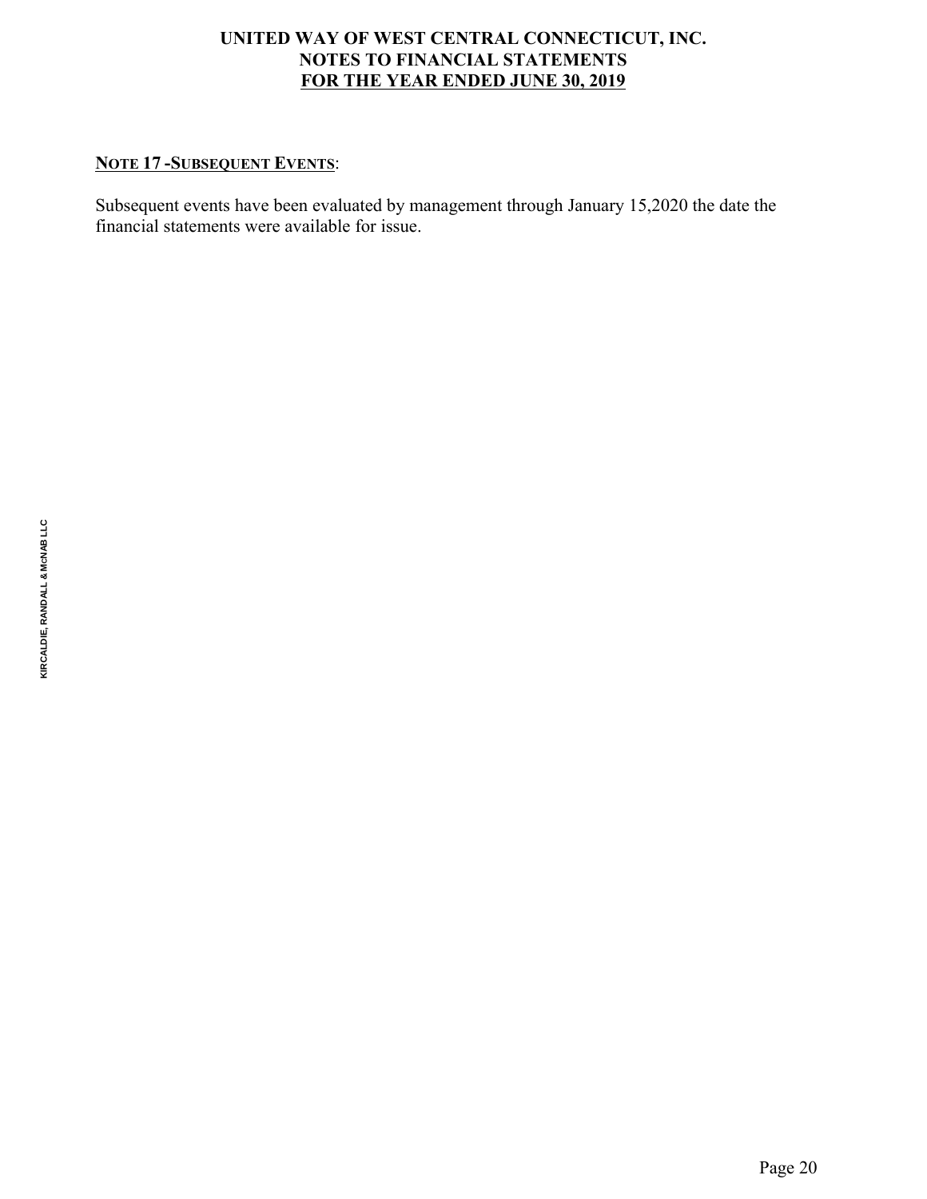## NOTE 17 - SUBSEQUENT EVENTS:

Subsequent events have been evaluated by management through January 15,2020 the date the financial statements were available for issue.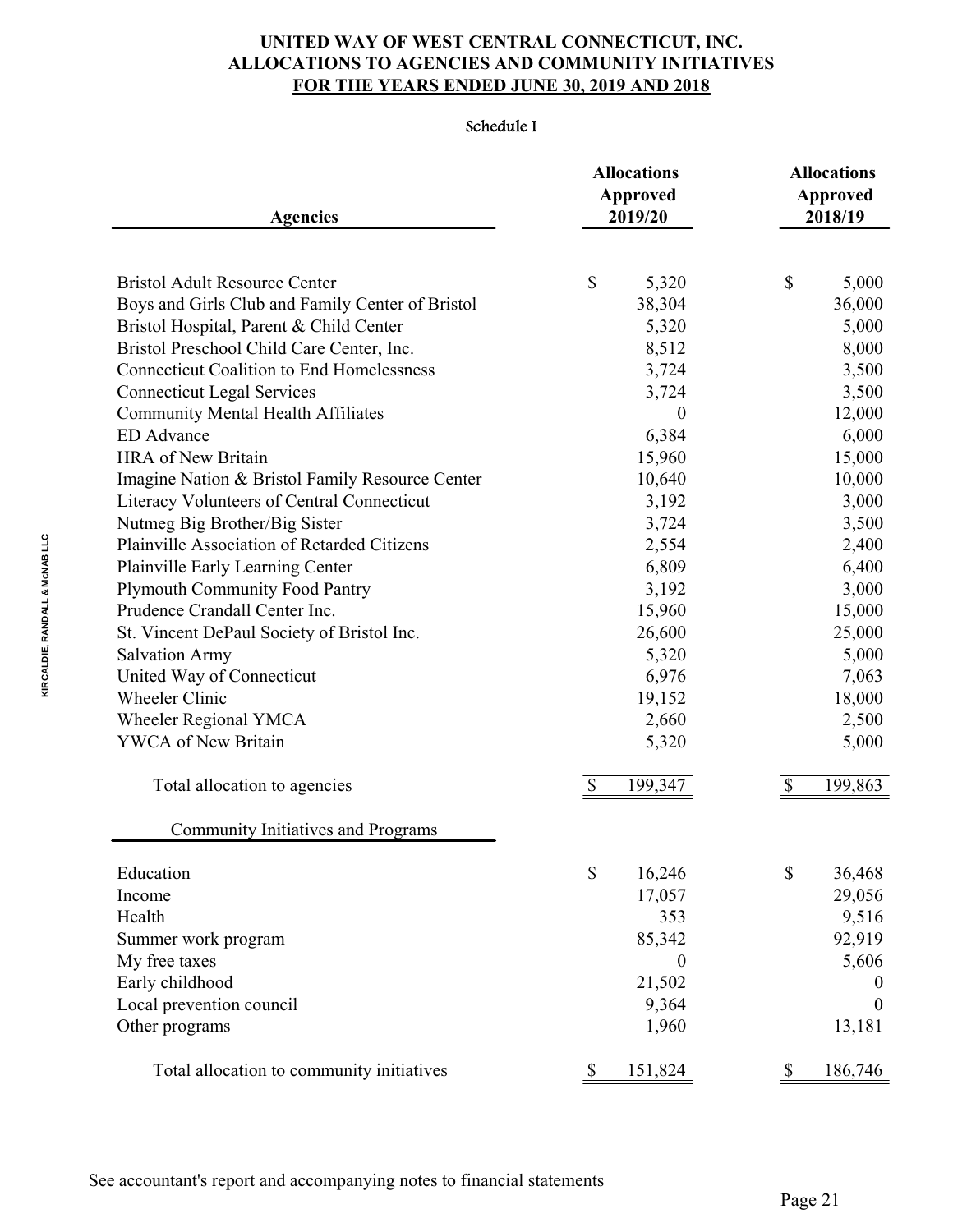# UNITED WAY OF WEST CENTRAL CONNECTICUT, INC.
## ALLOCATIONS TO AGENCIES AND COMMUNITY INITIATIVES
## FOR THE YEARS ENDED JUNE 30, 2019 AND 2018

Schedule I

| Agencies | Allocations Approved 2019/20 | Allocations Approved 2018/19 |
|---|---|---|
| Bristol Adult Resource Center | $ 5,320 | $ 5,000 |
| Boys and Girls Club and Family Center of Bristol | 38,304 | 36,000 |
| Bristol Hospital, Parent & Child Center | 5,320 | 5,000 |
| Bristol Preschool Child Care Center, Inc. | 8,512 | 8,000 |
| Connecticut Coalition to End Homelessness | 3,724 | 3,500 |
| Connecticut Legal Services | 3,724 | 3,500 |
| Community Mental Health Affiliates | 0 | 12,000 |
| ED Advance | 6,384 | 6,000 |
| HRA of New Britain | 15,960 | 15,000 |
| Imagine Nation & Bristol Family Resource Center | 10,640 | 10,000 |
| Literacy Volunteers of Central Connecticut | 3,192 | 3,000 |
| Nutmeg Big Brother/Big Sister | 3,724 | 3,500 |
| Plainville Association of Retarded Citizens | 2,554 | 2,400 |
| Plainville Early Learning Center | 6,809 | 6,400 |
| Plymouth Community Food Pantry | 3,192 | 3,000 |
| Prudence Crandall Center Inc. | 15,960 | 15,000 |
| St. Vincent DePaul Society of Bristol Inc. | 26,600 | 25,000 |
| Salvation Army | 5,320 | 5,000 |
| United Way of Connecticut | 6,976 | 7,063 |
| Wheeler Clinic | 19,152 | 18,000 |
| Wheeler Regional YMCA | 2,660 | 2,500 |
| YWCA of New Britain | 5,320 | 5,000 |
| Total allocation to agencies | $ 199,347 | $ 199,863 |
| **Community Initiatives and Programs** | | |
| Education | $ 16,246 | $ 36,468 |
| Income | 17,057 | 29,056 |
| Health | 353 | 9,516 |
| Summer work program | 85,342 | 92,919 |
| My free taxes | 0 | 5,606 |
| Early childhood | 21,502 | 0 |
| Local prevention council | 9,364 | 0 |
| Other programs | 1,960 | 13,181 |
| Total allocation to community initiatives | $ 151,824 | $ 186,746 |

See accountant's report and accompanying notes to financial statements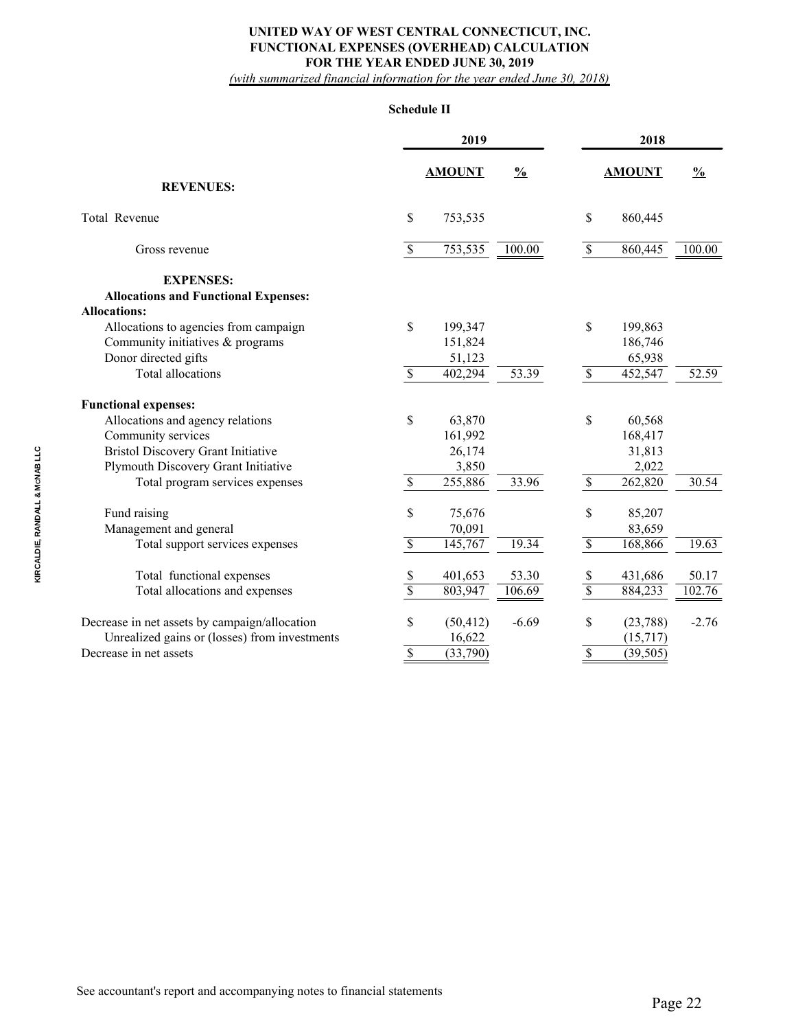**UNITED WAY OF WEST CENTRAL CONNECTICUT, INC.**
**FUNCTIONAL EXPENSES (OVERHEAD) CALCULATION**
**FOR THE YEAR ENDED JUNE 30, 2019**
*(with summarized financial information for the year ended June 30, 2018)*

**Schedule II**

| | 2019 | | 2018 | |
|---|---|---|---|---|
| | **AMOUNT** | **%** | **AMOUNT** | **%** |
| **REVENUES:** | | | | |
| Total Revenue | $ 753,535 | | $ 860,445 | |
| Gross revenue | $ 753,535 | 100.00 | $ 860,445 | 100.00 |
| **EXPENSES:** | | | | |
| **Allocations and Functional Expenses:** | | | | |
| **Allocations:** | | | | |
| Allocations to agencies from campaign | $ 199,347 | | $ 199,863 | |
| Community initiatives & programs | 151,824 | | 186,746 | |
| Donor directed gifts | 51,123 | | 65,938 | |
| Total allocations | $ 402,294 | 53.39 | $ 452,547 | 52.59 |
| **Functional expenses:** | | | | |
| Allocations and agency relations | $ 63,870 | | $ 60,568 | |
| Community services | 161,992 | | 168,417 | |
| Bristol Discovery Grant Initiative | 26,174 | | 31,813 | |
| Plymouth Discovery Grant Initiative | 3,850 | | 2,022 | |
| Total program services expenses | $ 255,886 | 33.96 | $ 262,820 | 30.54 |
| Fund raising | $ 75,676 | | $ 85,207 | |
| Management and general | 70,091 | | 83,659 | |
| Total support services expenses | $ 145,767 | 19.34 | $ 168,866 | 19.63 |
| Total functional expenses | $ 401,653 | 53.30 | $ 431,686 | 50.17 |
| Total allocations and expenses | $ 803,947 | 106.69 | $ 884,233 | 102.76 |
| Decrease in net assets by campaign/allocation | $ (50,412) | -6.69 | $ (23,788) | -2.76 |
| Unrealized gains or (losses) from investments | 16,622 | | (15,717) | |
| Decrease in net assets | $ (33,790) | | $ (39,505) | |

See accountant's report and accompanying notes to financial statements